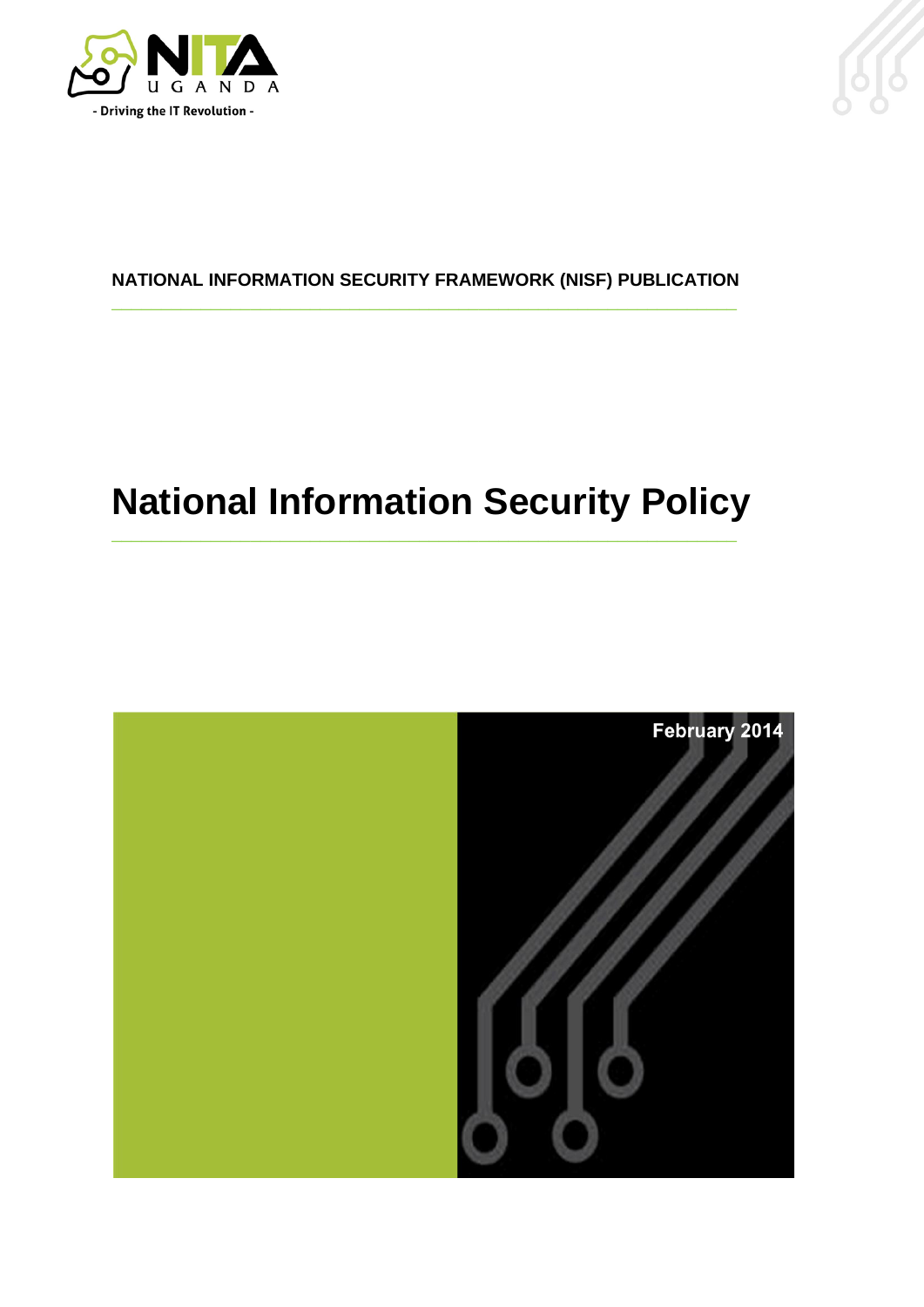NITA UGANDA

- Driving the IT Revolution -

**NATIONAL INFORMATION SECURITY FRAMEWORK (NISF) PUBLICATION**

# National Information Security Policy

February 2014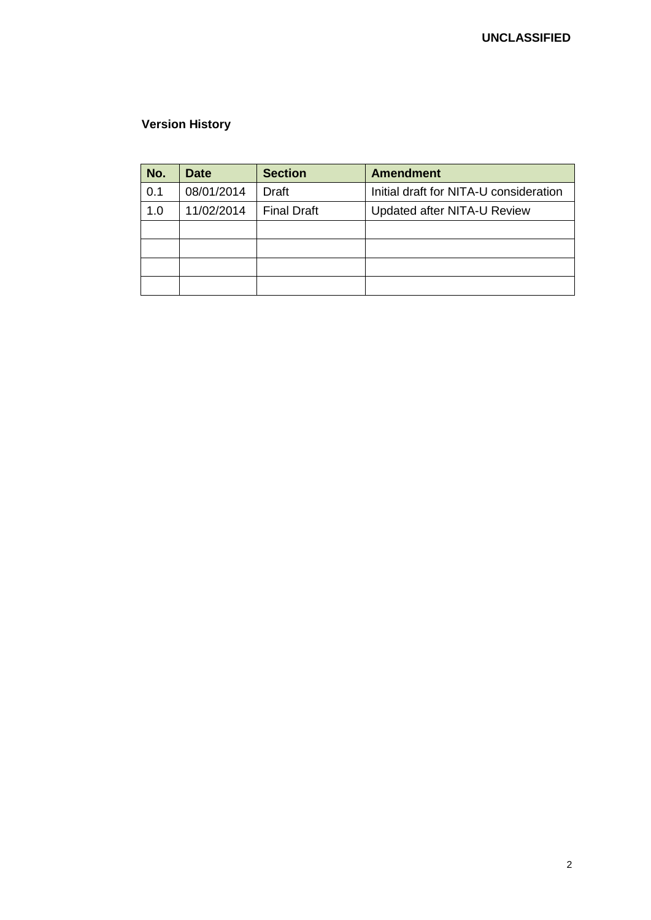**Version History**

| No. | Date | Section | Amendment |
|---|---|---|---|
| 0.1 | 08/01/2014 | Draft | Initial draft for NITA-U consideration |
| 1.0 | 11/02/2014 | Final Draft | Updated after NITA-U Review |
| | | | |
| | | | |
| | | | |
| | | | |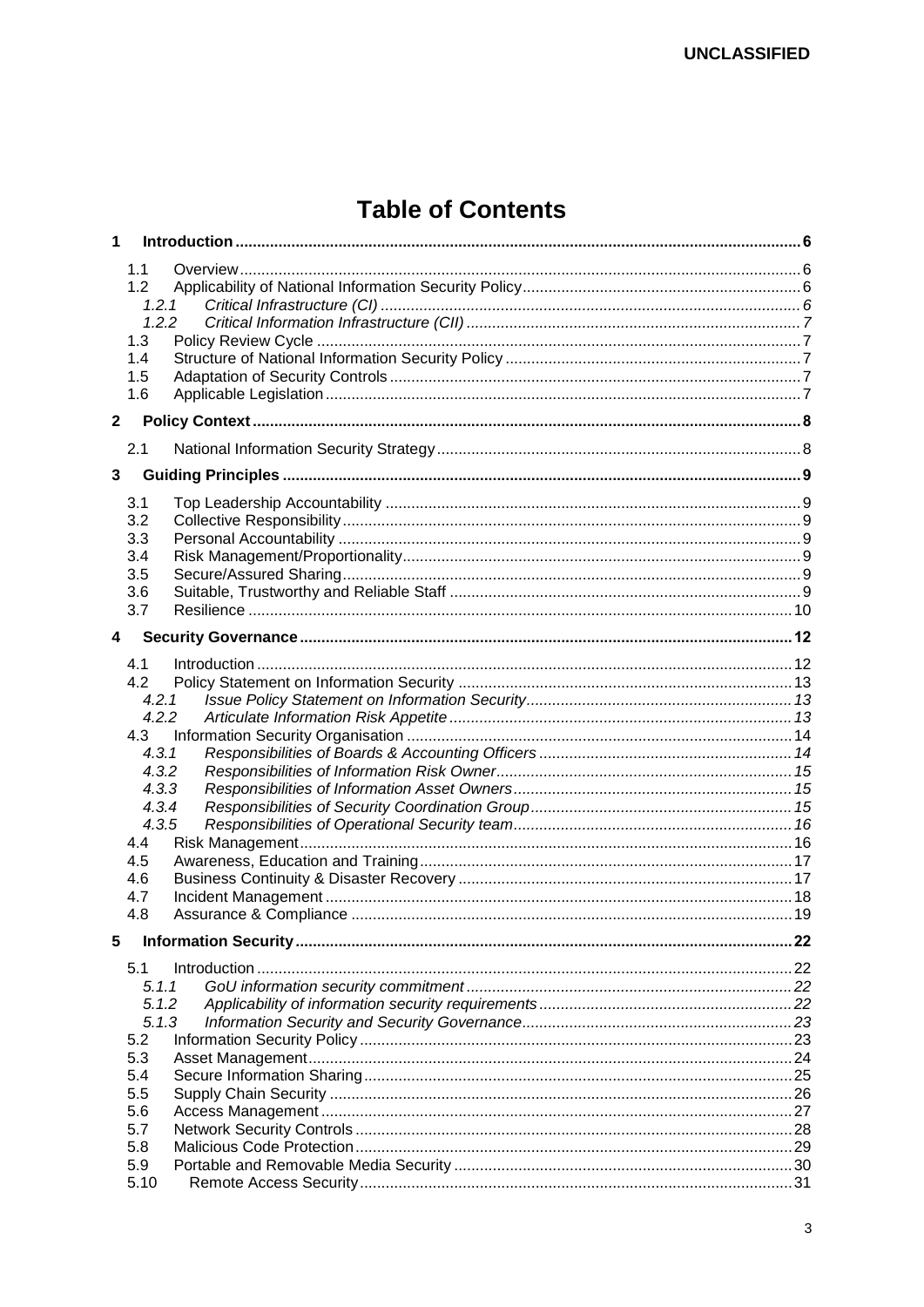# Table of Contents

**1 Introduction** .......... 6

- 1.1 Overview .......... 6
- 1.2 Applicability of National Information Security Policy .......... 6
  - *1.2.1 Critical Infrastructure (CI)* .......... 6
  - *1.2.2 Critical Information Infrastructure (CII)* .......... 7
- 1.3 Policy Review Cycle .......... 7
- 1.4 Structure of National Information Security Policy .......... 7
- 1.5 Adaptation of Security Controls .......... 7
- 1.6 Applicable Legislation .......... 7

**2 Policy Context** .......... 8

- 2.1 National Information Security Strategy .......... 8

**3 Guiding Principles** .......... 9

- 3.1 Top Leadership Accountability .......... 9
- 3.2 Collective Responsibility .......... 9
- 3.3 Personal Accountability .......... 9
- 3.4 Risk Management/Proportionality .......... 9
- 3.5 Secure/Assured Sharing .......... 9
- 3.6 Suitable, Trustworthy and Reliable Staff .......... 9
- 3.7 Resilience .......... 10

**4 Security Governance** .......... 12

- 4.1 Introduction .......... 12
- 4.2 Policy Statement on Information Security .......... 13
  - *4.2.1 Issue Policy Statement on Information Security* .......... 13
  - *4.2.2 Articulate Information Risk Appetite* .......... 13
- 4.3 Information Security Organisation .......... 14
  - *4.3.1 Responsibilities of Boards & Accounting Officers* .......... 14
  - *4.3.2 Responsibilities of Information Risk Owner* .......... 15
  - *4.3.3 Responsibilities of Information Asset Owners* .......... 15
  - *4.3.4 Responsibilities of Security Coordination Group* .......... 15
  - *4.3.5 Responsibilities of Operational Security team* .......... 16
- 4.4 Risk Management .......... 16
- 4.5 Awareness, Education and Training .......... 17
- 4.6 Business Continuity & Disaster Recovery .......... 17
- 4.7 Incident Management .......... 18
- 4.8 Assurance & Compliance .......... 19

**5 Information Security** .......... 22

- 5.1 Introduction .......... 22
  - *5.1.1 GoU information security commitment* .......... 22
  - *5.1.2 Applicability of information security requirements* .......... 22
  - *5.1.3 Information Security and Security Governance* .......... 23
- 5.2 Information Security Policy .......... 23
- 5.3 Asset Management .......... 24
- 5.4 Secure Information Sharing .......... 25
- 5.5 Supply Chain Security .......... 26
- 5.6 Access Management .......... 27
- 5.7 Network Security Controls .......... 28
- 5.8 Malicious Code Protection .......... 29
- 5.9 Portable and Removable Media Security .......... 30
- 5.10 Remote Access Security .......... 31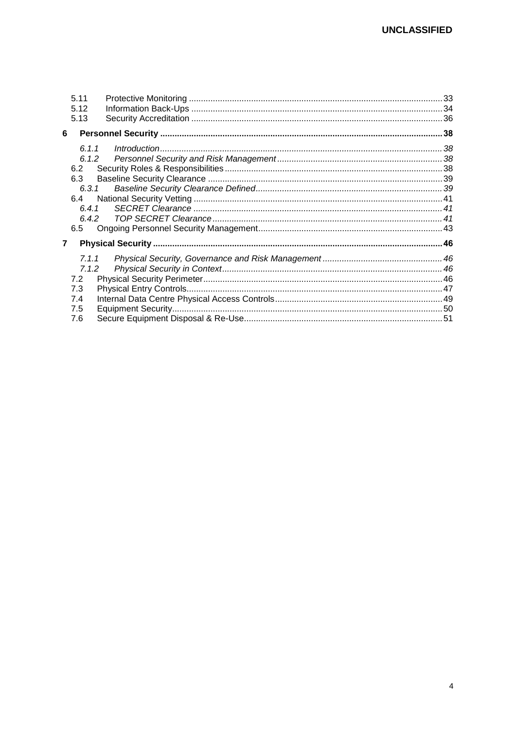5.11 Protective Monitoring ........................................................................................................ 33
5.12 Information Back-Ups ....................................................................................................... 34
5.13 Security Accreditation ....................................................................................................... 36

**6 Personnel Security ........................................................................................................................ 38**

*6.1.1 Introduction ........................................................................................................................ 38*
*6.1.2 Personnel Security and Risk Management ................................................................. 38*
6.2 Security Roles & Responsibilities ........................................................................................ 38
6.3 Baseline Security Clearance .................................................................................................. 39
*6.3.1 Baseline Security Clearance Defined ............................................................................ 39*
6.4 National Security Vetting ...................................................................................................... 41
*6.4.1 SECRET Clearance ......................................................................................................... 41*
*6.4.2 TOP SECRET Clearance ................................................................................................. 41*
6.5 Ongoing Personnel Security Management ............................................................................ 43

**7 Physical Security ........................................................................................................................... 46**

*7.1.1 Physical Security, Governance and Risk Management ............................................... 46*
*7.1.2 Physical Security in Context .......................................................................................... 46*
7.2 Physical Security Perimeter ................................................................................................... 46
7.3 Physical Entry Controls ........................................................................................................... 47
7.4 Internal Data Centre Physical Access Controls ...................................................................... 49
7.5 Equipment Security ................................................................................................................. 50
7.6 Secure Equipment Disposal & Re-Use ................................................................................... 51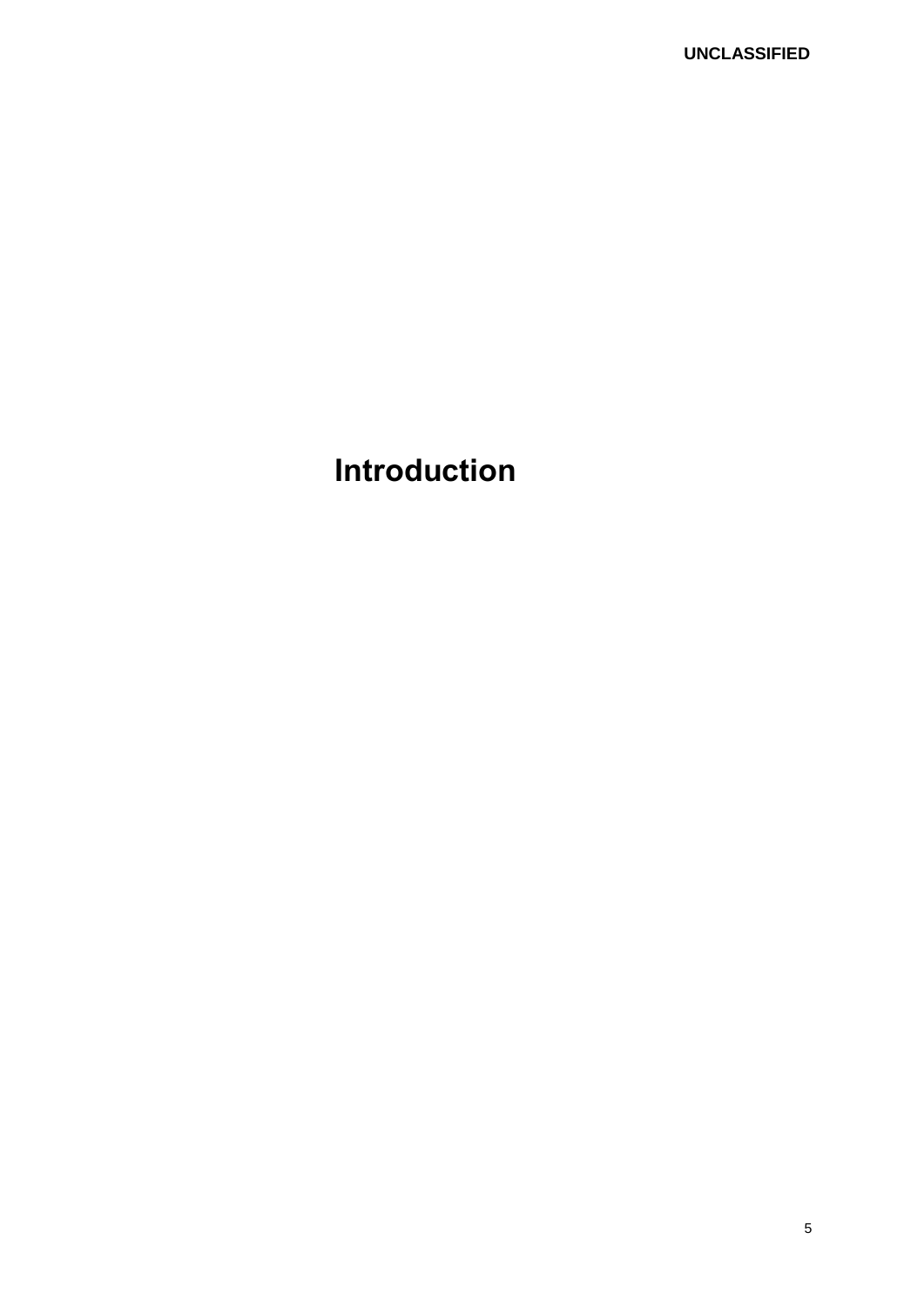# Introduction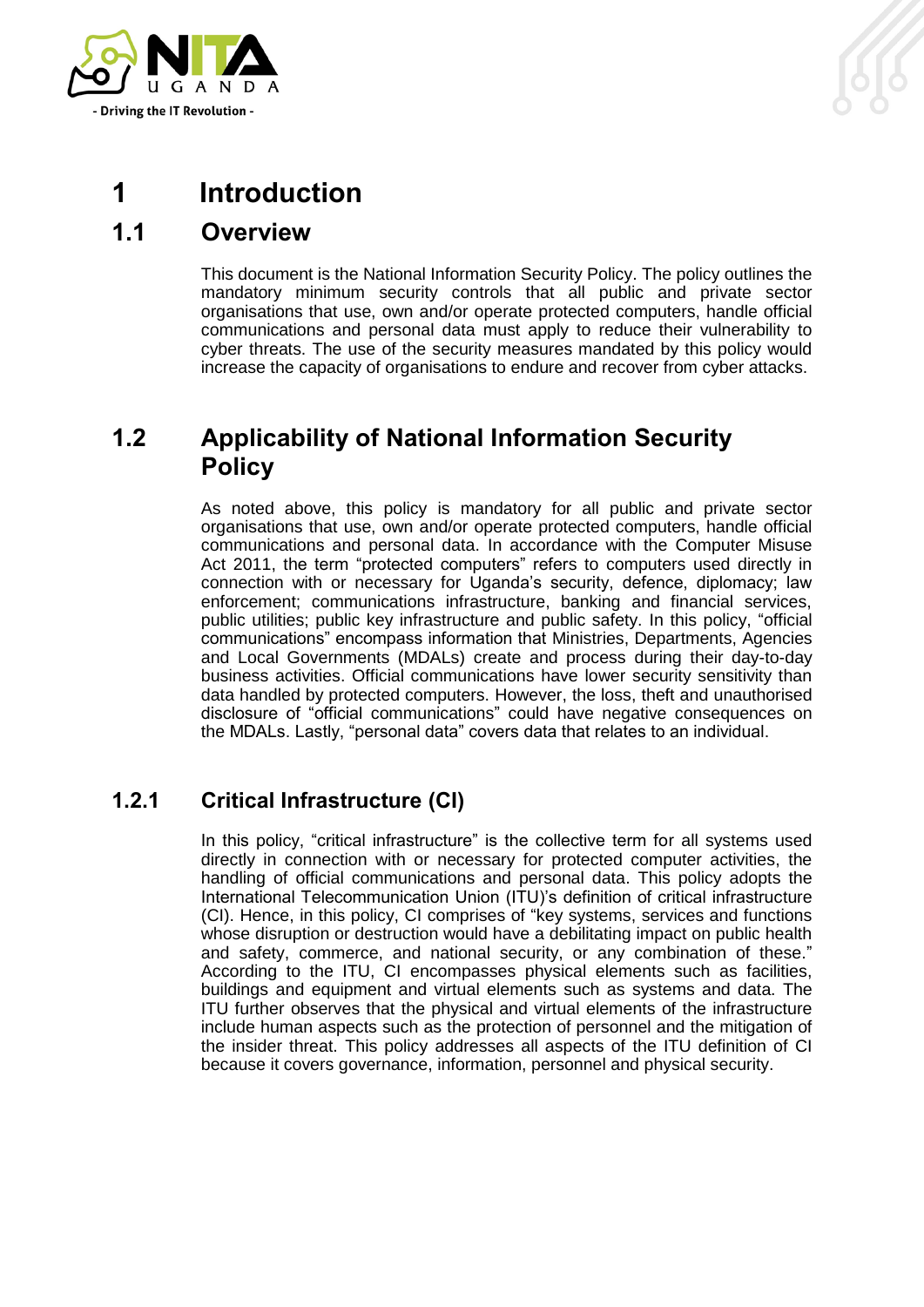# 1 Introduction

## 1.1 Overview

This document is the National Information Security Policy. The policy outlines the mandatory minimum security controls that all public and private sector organisations that use, own and/or operate protected computers, handle official communications and personal data must apply to reduce their vulnerability to cyber threats. The use of the security measures mandated by this policy would increase the capacity of organisations to endure and recover from cyber attacks.

## 1.2 Applicability of National Information Security Policy

As noted above, this policy is mandatory for all public and private sector organisations that use, own and/or operate protected computers, handle official communications and personal data. In accordance with the Computer Misuse Act 2011, the term "protected computers" refers to computers used directly in connection with or necessary for Uganda's security, defence, diplomacy; law enforcement; communications infrastructure, banking and financial services, public utilities; public key infrastructure and public safety. In this policy, "official communications" encompass information that Ministries, Departments, Agencies and Local Governments (MDALs) create and process during their day-to-day business activities. Official communications have lower security sensitivity than data handled by protected computers. However, the loss, theft and unauthorised disclosure of "official communications" could have negative consequences on the MDALs. Lastly, "personal data" covers data that relates to an individual.

### 1.2.1 Critical Infrastructure (CI)

In this policy, "critical infrastructure" is the collective term for all systems used directly in connection with or necessary for protected computer activities, the handling of official communications and personal data. This policy adopts the International Telecommunication Union (ITU)'s definition of critical infrastructure (CI). Hence, in this policy, CI comprises of "key systems, services and functions whose disruption or destruction would have a debilitating impact on public health and safety, commerce, and national security, or any combination of these." According to the ITU, CI encompasses physical elements such as facilities, buildings and equipment and virtual elements such as systems and data. The ITU further observes that the physical and virtual elements of the infrastructure include human aspects such as the protection of personnel and the mitigation of the insider threat. This policy addresses all aspects of the ITU definition of CI because it covers governance, information, personnel and physical security.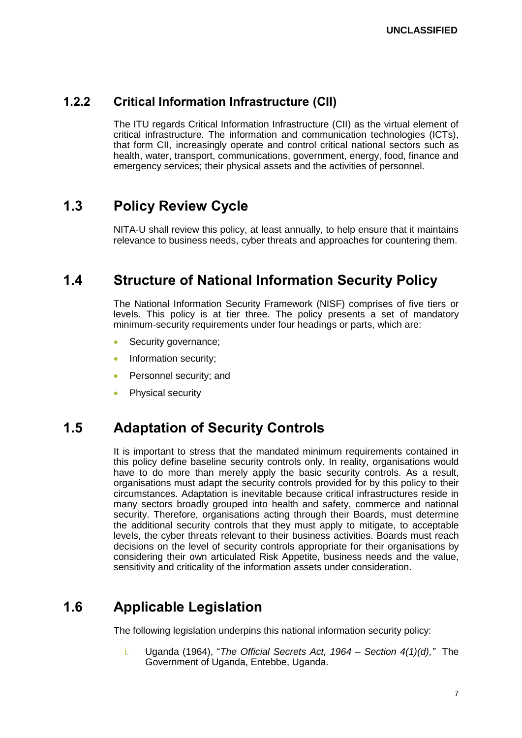### 1.2.2 Critical Information Infrastructure (CII)

The ITU regards Critical Information Infrastructure (CII) as the virtual element of critical infrastructure. The information and communication technologies (ICTs), that form CII, increasingly operate and control critical national sectors such as health, water, transport, communications, government, energy, food, finance and emergency services; their physical assets and the activities of personnel.

## 1.3 Policy Review Cycle

NITA-U shall review this policy, at least annually, to help ensure that it maintains relevance to business needs, cyber threats and approaches for countering them.

## 1.4 Structure of National Information Security Policy

The National Information Security Framework (NISF) comprises of five tiers or levels. This policy is at tier three. The policy presents a set of mandatory minimum-security requirements under four headings or parts, which are:

- Security governance;
- Information security;
- Personnel security; and
- Physical security

## 1.5 Adaptation of Security Controls

It is important to stress that the mandated minimum requirements contained in this policy define baseline security controls only. In reality, organisations would have to do more than merely apply the basic security controls. As a result, organisations must adapt the security controls provided for by this policy to their circumstances. Adaptation is inevitable because critical infrastructures reside in many sectors broadly grouped into health and safety, commerce and national security. Therefore, organisations acting through their Boards, must determine the additional security controls that they must apply to mitigate, to acceptable levels, the cyber threats relevant to their business activities. Boards must reach decisions on the level of security controls appropriate for their organisations by considering their own articulated Risk Appetite, business needs and the value, sensitivity and criticality of the information assets under consideration.

## 1.6 Applicable Legislation

The following legislation underpins this national information security policy:

i. Uganda (1964), "*The Official Secrets Act, 1964 – Section 4(1)(d),*" The Government of Uganda, Entebbe, Uganda.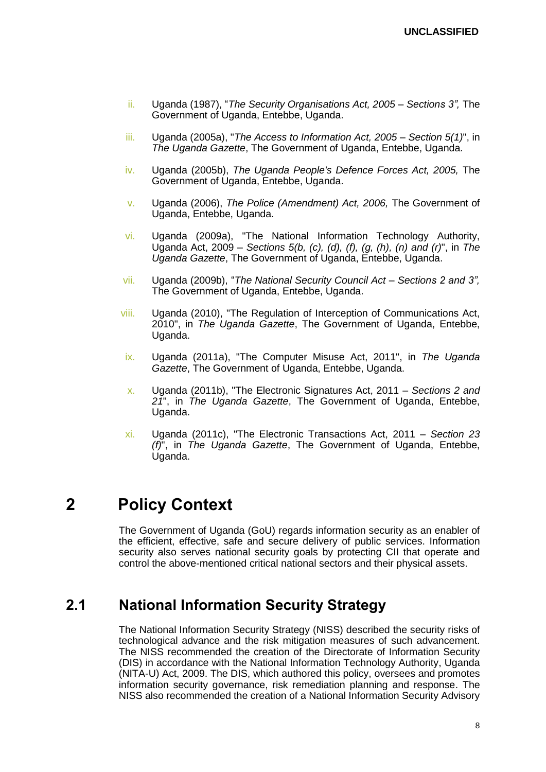ii. Uganda (1987), "*The Security Organisations Act, 2005 – Sections 3",* The Government of Uganda, Entebbe, Uganda.

iii. Uganda (2005a), "*The Access to Information Act, 2005 – Section 5(1)*", in *The Uganda Gazette*, The Government of Uganda, Entebbe, Uganda.

iv. Uganda (2005b), *The Uganda People's Defence Forces Act, 2005,* The Government of Uganda, Entebbe, Uganda.

v. Uganda (2006), *The Police (Amendment) Act, 2006,* The Government of Uganda, Entebbe, Uganda.

vi. Uganda (2009a), "The National Information Technology Authority, Uganda Act, 2009 – *Sections 5(b, (c), (d), (f), (g, (h), (n) and (r)*", in *The Uganda Gazette*, The Government of Uganda, Entebbe, Uganda.

vii. Uganda (2009b), "*The National Security Council Act – Sections 2 and 3",* The Government of Uganda, Entebbe, Uganda.

viii. Uganda (2010), "The Regulation of Interception of Communications Act, 2010", in *The Uganda Gazette*, The Government of Uganda, Entebbe, Uganda.

ix. Uganda (2011a), "The Computer Misuse Act, 2011", in *The Uganda Gazette*, The Government of Uganda, Entebbe, Uganda.

x. Uganda (2011b), "The Electronic Signatures Act, 2011 – *Sections 2 and 21*", in *The Uganda Gazette*, The Government of Uganda, Entebbe, Uganda.

xi. Uganda (2011c), "The Electronic Transactions Act, 2011 – *Section 23 (f)*", in *The Uganda Gazette*, The Government of Uganda, Entebbe, Uganda.

# 2 Policy Context

The Government of Uganda (GoU) regards information security as an enabler of the efficient, effective, safe and secure delivery of public services. Information security also serves national security goals by protecting CII that operate and control the above-mentioned critical national sectors and their physical assets.

## 2.1 National Information Security Strategy

The National Information Security Strategy (NISS) described the security risks of technological advance and the risk mitigation measures of such advancement. The NISS recommended the creation of the Directorate of Information Security (DIS) in accordance with the National Information Technology Authority, Uganda (NITA-U) Act, 2009. The DIS, which authored this policy, oversees and promotes information security governance, risk remediation planning and response. The NISS also recommended the creation of a National Information Security Advisory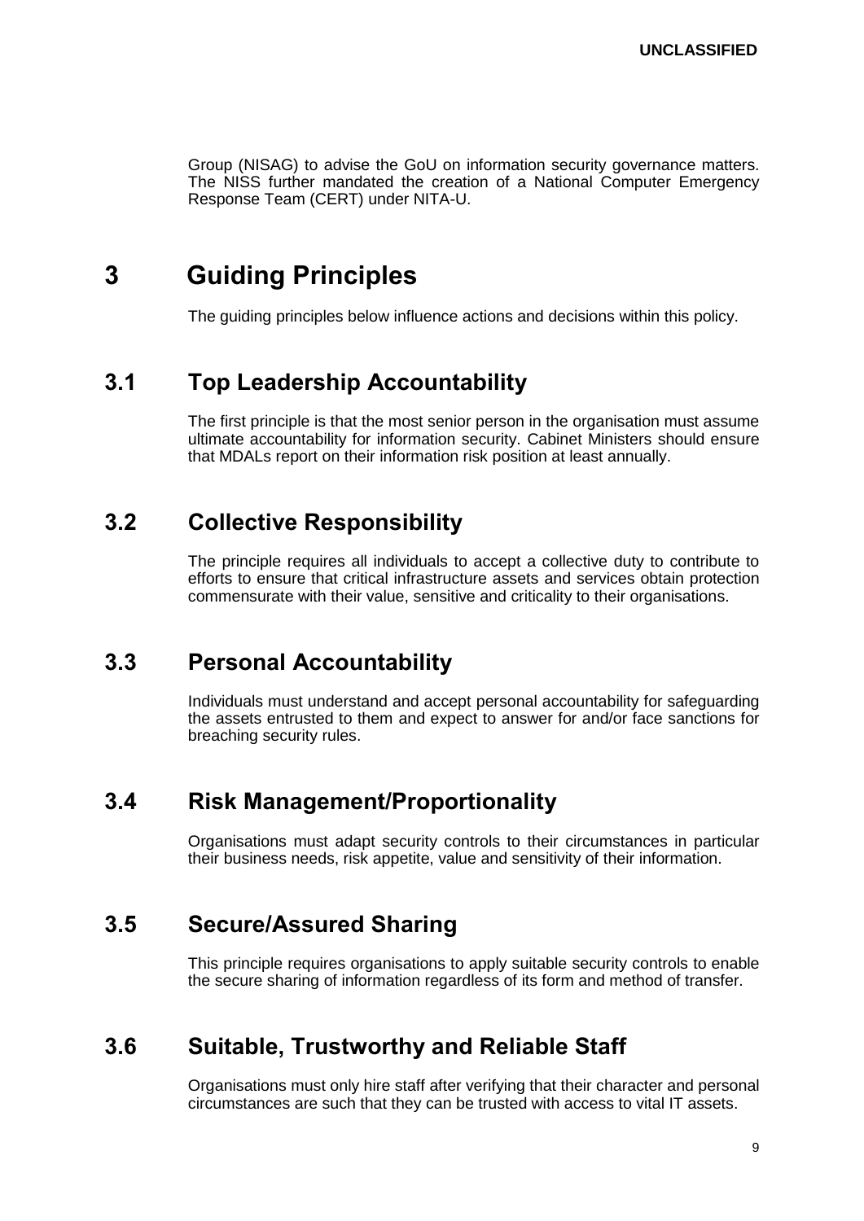Group (NISAG) to advise the GoU on information security governance matters. The NISS further mandated the creation of a National Computer Emergency Response Team (CERT) under NITA-U.

# 3 Guiding Principles

The guiding principles below influence actions and decisions within this policy.

## 3.1 Top Leadership Accountability

The first principle is that the most senior person in the organisation must assume ultimate accountability for information security. Cabinet Ministers should ensure that MDALs report on their information risk position at least annually.

## 3.2 Collective Responsibility

The principle requires all individuals to accept a collective duty to contribute to efforts to ensure that critical infrastructure assets and services obtain protection commensurate with their value, sensitive and criticality to their organisations.

## 3.3 Personal Accountability

Individuals must understand and accept personal accountability for safeguarding the assets entrusted to them and expect to answer for and/or face sanctions for breaching security rules.

## 3.4 Risk Management/Proportionality

Organisations must adapt security controls to their circumstances in particular their business needs, risk appetite, value and sensitivity of their information.

## 3.5 Secure/Assured Sharing

This principle requires organisations to apply suitable security controls to enable the secure sharing of information regardless of its form and method of transfer.

## 3.6 Suitable, Trustworthy and Reliable Staff

Organisations must only hire staff after verifying that their character and personal circumstances are such that they can be trusted with access to vital IT assets.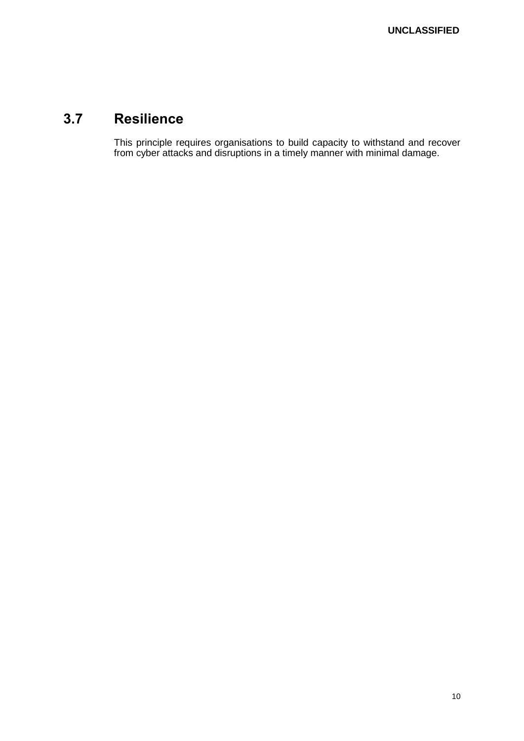## 3.7 Resilience

This principle requires organisations to build capacity to withstand and recover from cyber attacks and disruptions in a timely manner with minimal damage.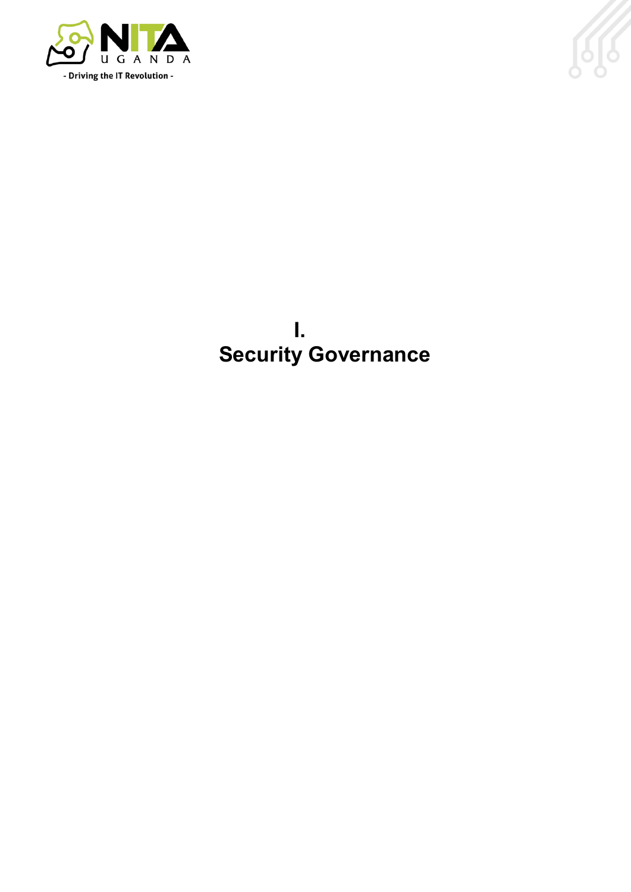# I.
# Security Governance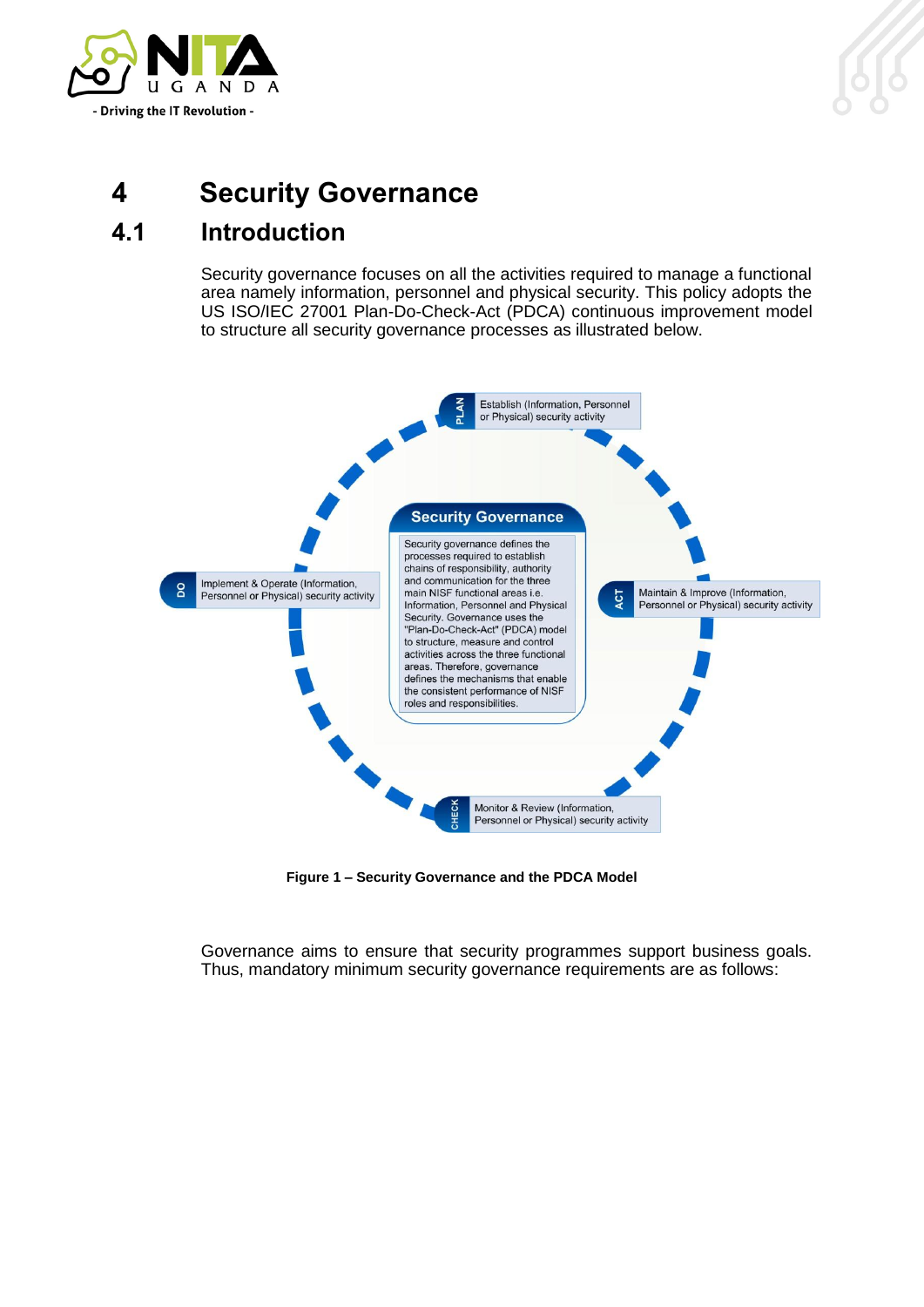# 4 Security Governance

## 4.1 Introduction

Security governance focuses on all the activities required to manage a functional area namely information, personnel and physical security. This policy adopts the US ISO/IEC 27001 Plan-Do-Check-Act (PDCA) continuous improvement model to structure all security governance processes as illustrated below.

PLAN — Establish (Information, Personnel or Physical) security activity

DO — Implement & Operate (Information, Personnel or Physical) security activity

ACT — Maintain & Improve (Information, Personnel or Physical) security activity

CHECK — Monitor & Review (Information, Personnel or Physical) security activity

**Security Governance**

Security governance defines the processes required to establish chains of responsibility, authority and communication for the three main NISF functional areas i.e. Information, Personnel and Physical Security. Governance uses the "Plan-Do-Check-Act" (PDCA) model to structure, measure and control activities across the three functional areas. Therefore, governance defines the mechanisms that enable the consistent performance of NISF roles and responsibilities.

**Figure 1 – Security Governance and the PDCA Model**

Governance aims to ensure that security programmes support business goals. Thus, mandatory minimum security governance requirements are as follows: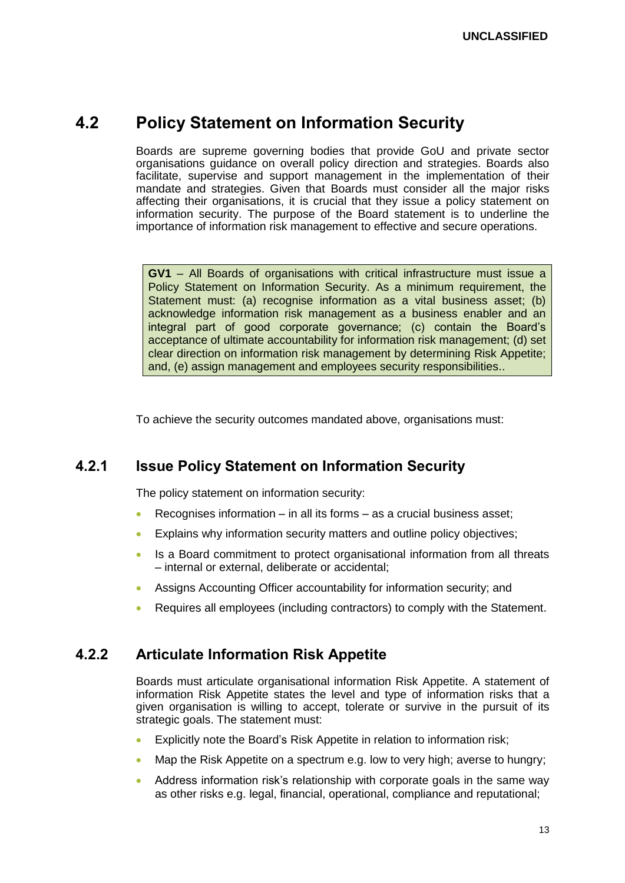## 4.2 Policy Statement on Information Security

Boards are supreme governing bodies that provide GoU and private sector organisations guidance on overall policy direction and strategies. Boards also facilitate, supervise and support management in the implementation of their mandate and strategies. Given that Boards must consider all the major risks affecting their organisations, it is crucial that they issue a policy statement on information security. The purpose of the Board statement is to underline the importance of information risk management to effective and secure operations.

> **GV1** – All Boards of organisations with critical infrastructure must issue a Policy Statement on Information Security. As a minimum requirement, the Statement must: (a) recognise information as a vital business asset; (b) acknowledge information risk management as a business enabler and an integral part of good corporate governance; (c) contain the Board's acceptance of ultimate accountability for information risk management; (d) set clear direction on information risk management by determining Risk Appetite; and, (e) assign management and employees security responsibilities..

To achieve the security outcomes mandated above, organisations must:

### 4.2.1 Issue Policy Statement on Information Security

The policy statement on information security:

- Recognises information – in all its forms – as a crucial business asset;
- Explains why information security matters and outline policy objectives;
- Is a Board commitment to protect organisational information from all threats – internal or external, deliberate or accidental;
- Assigns Accounting Officer accountability for information security; and
- Requires all employees (including contractors) to comply with the Statement.

### 4.2.2 Articulate Information Risk Appetite

Boards must articulate organisational information Risk Appetite. A statement of information Risk Appetite states the level and type of information risks that a given organisation is willing to accept, tolerate or survive in the pursuit of its strategic goals. The statement must:

- Explicitly note the Board's Risk Appetite in relation to information risk;
- Map the Risk Appetite on a spectrum e.g. low to very high; averse to hungry;
- Address information risk's relationship with corporate goals in the same way as other risks e.g. legal, financial, operational, compliance and reputational;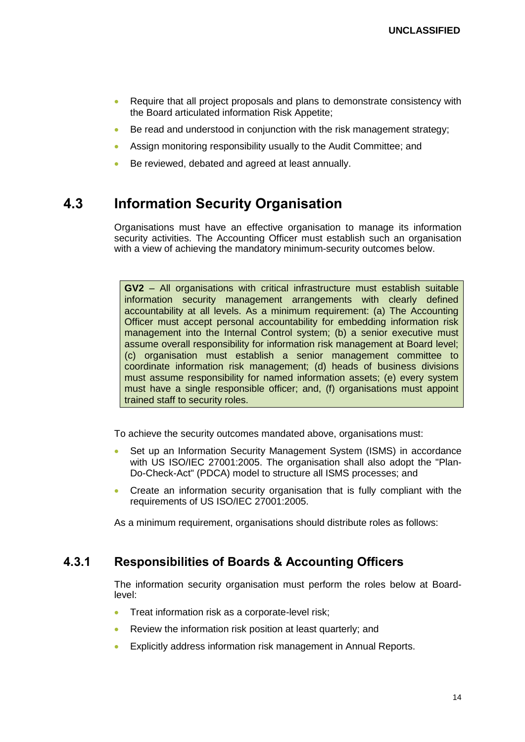- Require that all project proposals and plans to demonstrate consistency with the Board articulated information Risk Appetite;
- Be read and understood in conjunction with the risk management strategy;
- Assign monitoring responsibility usually to the Audit Committee; and
- Be reviewed, debated and agreed at least annually.

## 4.3 Information Security Organisation

Organisations must have an effective organisation to manage its information security activities. The Accounting Officer must establish such an organisation with a view of achieving the mandatory minimum-security outcomes below.

> **GV2** – All organisations with critical infrastructure must establish suitable information security management arrangements with clearly defined accountability at all levels. As a minimum requirement: (a) The Accounting Officer must accept personal accountability for embedding information risk management into the Internal Control system; (b) a senior executive must assume overall responsibility for information risk management at Board level; (c) organisation must establish a senior management committee to coordinate information risk management; (d) heads of business divisions must assume responsibility for named information assets; (e) every system must have a single responsible officer; and, (f) organisations must appoint trained staff to security roles.

To achieve the security outcomes mandated above, organisations must:

- Set up an Information Security Management System (ISMS) in accordance with US ISO/IEC 27001:2005. The organisation shall also adopt the "Plan-Do-Check-Act" (PDCA) model to structure all ISMS processes; and
- Create an information security organisation that is fully compliant with the requirements of US ISO/IEC 27001:2005.

As a minimum requirement, organisations should distribute roles as follows:

### 4.3.1 Responsibilities of Boards & Accounting Officers

The information security organisation must perform the roles below at Board-level:

- Treat information risk as a corporate-level risk;
- Review the information risk position at least quarterly; and
- Explicitly address information risk management in Annual Reports.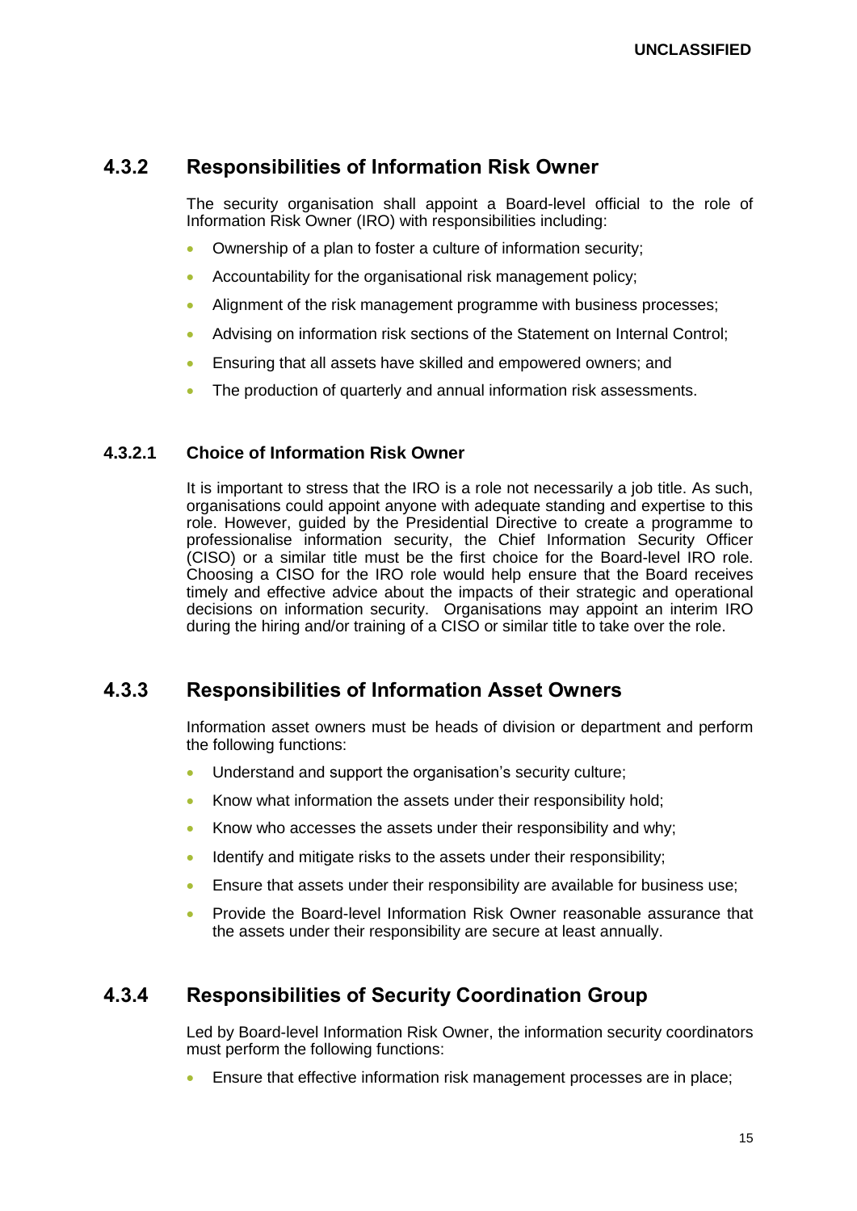### 4.3.2 Responsibilities of Information Risk Owner

The security organisation shall appoint a Board-level official to the role of Information Risk Owner (IRO) with responsibilities including:

- Ownership of a plan to foster a culture of information security;
- Accountability for the organisational risk management policy;
- Alignment of the risk management programme with business processes;
- Advising on information risk sections of the Statement on Internal Control;
- Ensuring that all assets have skilled and empowered owners; and
- The production of quarterly and annual information risk assessments.

#### 4.3.2.1 Choice of Information Risk Owner

It is important to stress that the IRO is a role not necessarily a job title. As such, organisations could appoint anyone with adequate standing and expertise to this role. However, guided by the Presidential Directive to create a programme to professionalise information security, the Chief Information Security Officer (CISO) or a similar title must be the first choice for the Board-level IRO role. Choosing a CISO for the IRO role would help ensure that the Board receives timely and effective advice about the impacts of their strategic and operational decisions on information security. Organisations may appoint an interim IRO during the hiring and/or training of a CISO or similar title to take over the role.

### 4.3.3 Responsibilities of Information Asset Owners

Information asset owners must be heads of division or department and perform the following functions:

- Understand and support the organisation's security culture;
- Know what information the assets under their responsibility hold;
- Know who accesses the assets under their responsibility and why;
- Identify and mitigate risks to the assets under their responsibility;
- Ensure that assets under their responsibility are available for business use;
- Provide the Board-level Information Risk Owner reasonable assurance that the assets under their responsibility are secure at least annually.

### 4.3.4 Responsibilities of Security Coordination Group

Led by Board-level Information Risk Owner, the information security coordinators must perform the following functions:

- Ensure that effective information risk management processes are in place;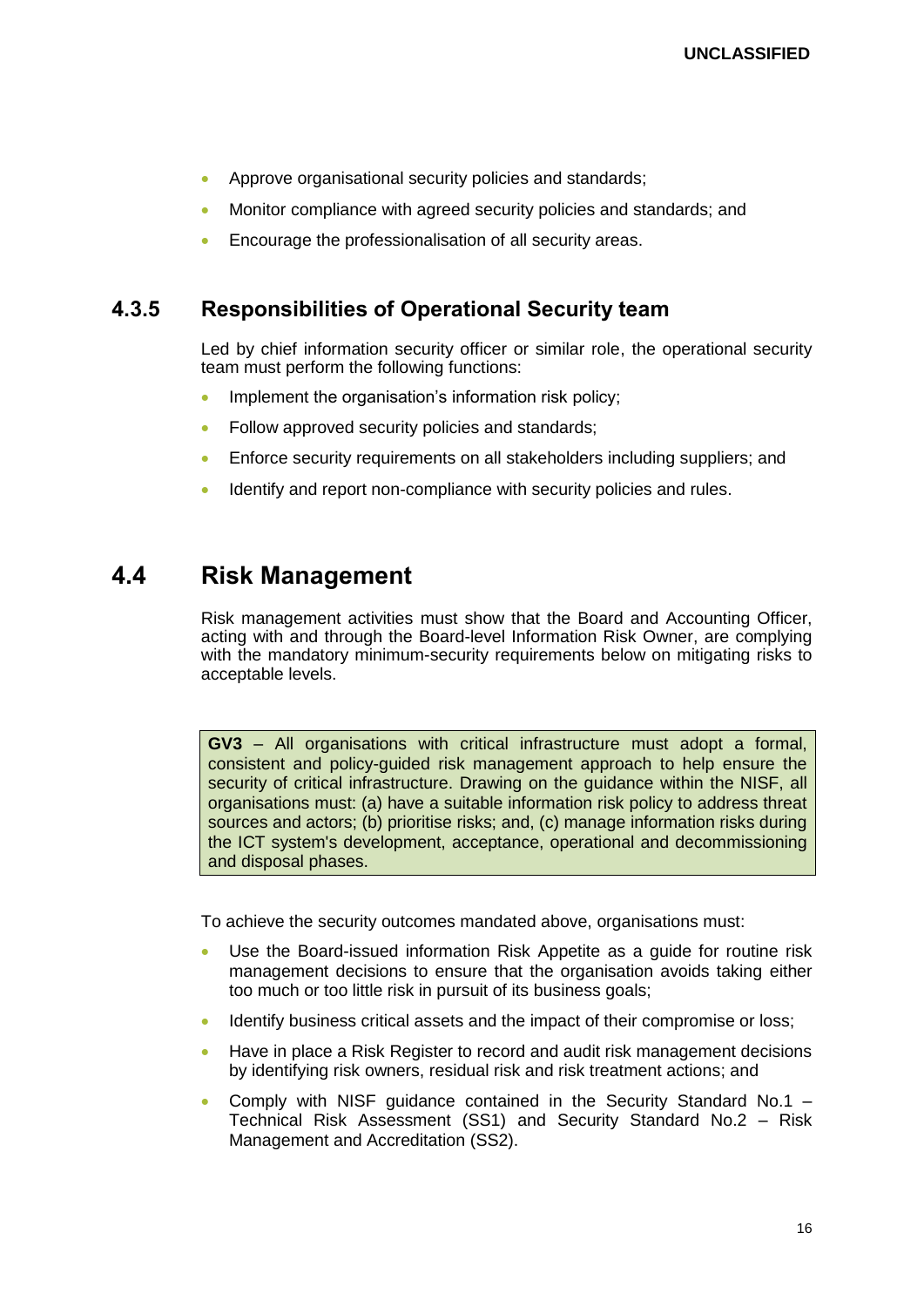- Approve organisational security policies and standards;
- Monitor compliance with agreed security policies and standards; and
- Encourage the professionalisation of all security areas.

### 4.3.5 Responsibilities of Operational Security team

Led by chief information security officer or similar role, the operational security team must perform the following functions:

- Implement the organisation's information risk policy;
- Follow approved security policies and standards;
- Enforce security requirements on all stakeholders including suppliers; and
- Identify and report non-compliance with security policies and rules.

## 4.4 Risk Management

Risk management activities must show that the Board and Accounting Officer, acting with and through the Board-level Information Risk Owner, are complying with the mandatory minimum-security requirements below on mitigating risks to acceptable levels.

> **GV3** – All organisations with critical infrastructure must adopt a formal, consistent and policy-guided risk management approach to help ensure the security of critical infrastructure. Drawing on the guidance within the NISF, all organisations must: (a) have a suitable information risk policy to address threat sources and actors; (b) prioritise risks; and, (c) manage information risks during the ICT system's development, acceptance, operational and decommissioning and disposal phases.

To achieve the security outcomes mandated above, organisations must:

- Use the Board-issued information Risk Appetite as a guide for routine risk management decisions to ensure that the organisation avoids taking either too much or too little risk in pursuit of its business goals;
- Identify business critical assets and the impact of their compromise or loss;
- Have in place a Risk Register to record and audit risk management decisions by identifying risk owners, residual risk and risk treatment actions; and
- Comply with NISF guidance contained in the Security Standard No.1 – Technical Risk Assessment (SS1) and Security Standard No.2 – Risk Management and Accreditation (SS2).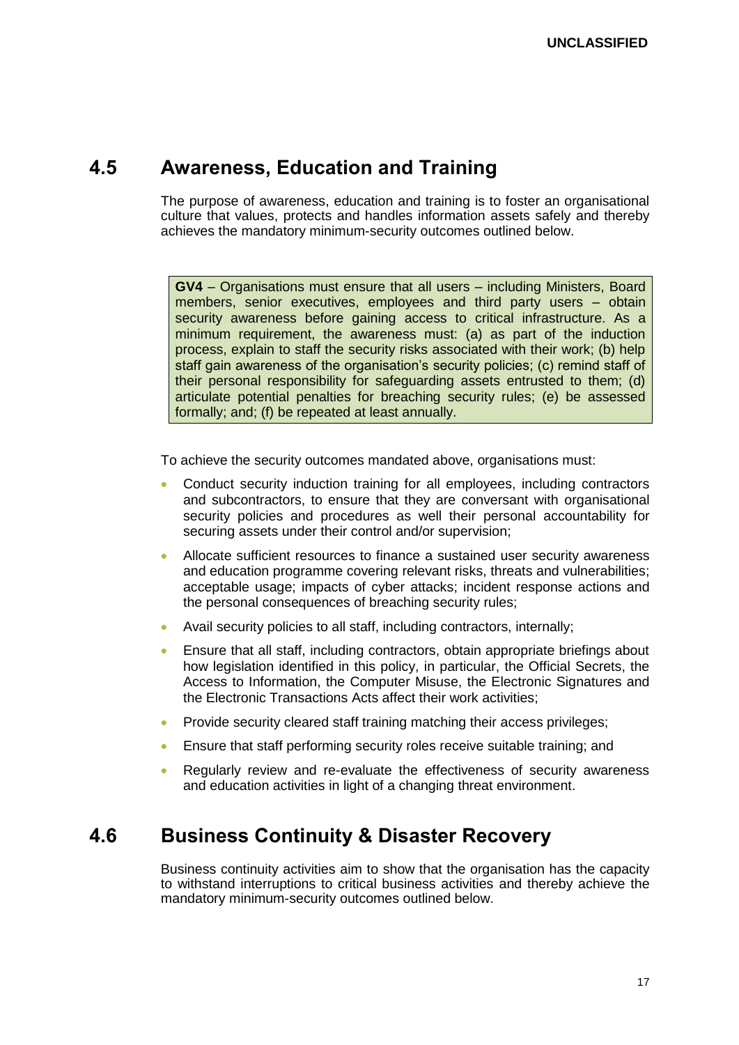## 4.5 Awareness, Education and Training

The purpose of awareness, education and training is to foster an organisational culture that values, protects and handles information assets safely and thereby achieves the mandatory minimum-security outcomes outlined below.

> **GV4** – Organisations must ensure that all users – including Ministers, Board members, senior executives, employees and third party users – obtain security awareness before gaining access to critical infrastructure. As a minimum requirement, the awareness must: (a) as part of the induction process, explain to staff the security risks associated with their work; (b) help staff gain awareness of the organisation's security policies; (c) remind staff of their personal responsibility for safeguarding assets entrusted to them; (d) articulate potential penalties for breaching security rules; (e) be assessed formally; and; (f) be repeated at least annually.

To achieve the security outcomes mandated above, organisations must:

- Conduct security induction training for all employees, including contractors and subcontractors, to ensure that they are conversant with organisational security policies and procedures as well their personal accountability for securing assets under their control and/or supervision;
- Allocate sufficient resources to finance a sustained user security awareness and education programme covering relevant risks, threats and vulnerabilities; acceptable usage; impacts of cyber attacks; incident response actions and the personal consequences of breaching security rules;
- Avail security policies to all staff, including contractors, internally;
- Ensure that all staff, including contractors, obtain appropriate briefings about how legislation identified in this policy, in particular, the Official Secrets, the Access to Information, the Computer Misuse, the Electronic Signatures and the Electronic Transactions Acts affect their work activities;
- Provide security cleared staff training matching their access privileges;
- Ensure that staff performing security roles receive suitable training; and
- Regularly review and re-evaluate the effectiveness of security awareness and education activities in light of a changing threat environment.

## 4.6 Business Continuity & Disaster Recovery

Business continuity activities aim to show that the organisation has the capacity to withstand interruptions to critical business activities and thereby achieve the mandatory minimum-security outcomes outlined below.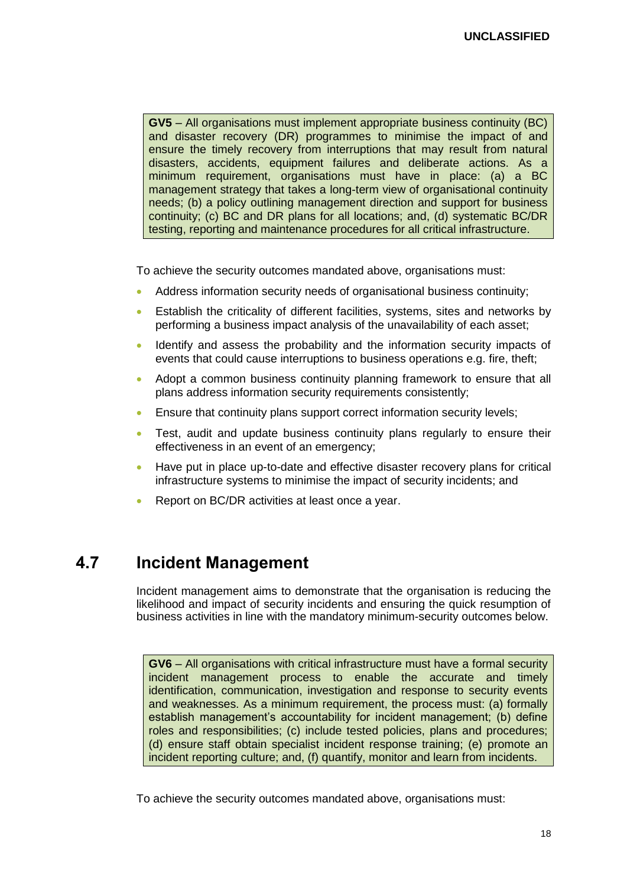**GV5** – All organisations must implement appropriate business continuity (BC) and disaster recovery (DR) programmes to minimise the impact of and ensure the timely recovery from interruptions that may result from natural disasters, accidents, equipment failures and deliberate actions. As a minimum requirement, organisations must have in place: (a) a BC management strategy that takes a long-term view of organisational continuity needs; (b) a policy outlining management direction and support for business continuity; (c) BC and DR plans for all locations; and, (d) systematic BC/DR testing, reporting and maintenance procedures for all critical infrastructure.

To achieve the security outcomes mandated above, organisations must:

- Address information security needs of organisational business continuity;
- Establish the criticality of different facilities, systems, sites and networks by performing a business impact analysis of the unavailability of each asset;
- Identify and assess the probability and the information security impacts of events that could cause interruptions to business operations e.g. fire, theft;
- Adopt a common business continuity planning framework to ensure that all plans address information security requirements consistently;
- Ensure that continuity plans support correct information security levels;
- Test, audit and update business continuity plans regularly to ensure their effectiveness in an event of an emergency;
- Have put in place up-to-date and effective disaster recovery plans for critical infrastructure systems to minimise the impact of security incidents; and
- Report on BC/DR activities at least once a year.

## 4.7 Incident Management

Incident management aims to demonstrate that the organisation is reducing the likelihood and impact of security incidents and ensuring the quick resumption of business activities in line with the mandatory minimum-security outcomes below.

**GV6** – All organisations with critical infrastructure must have a formal security incident management process to enable the accurate and timely identification, communication, investigation and response to security events and weaknesses. As a minimum requirement, the process must: (a) formally establish management's accountability for incident management; (b) define roles and responsibilities; (c) include tested policies, plans and procedures; (d) ensure staff obtain specialist incident response training; (e) promote an incident reporting culture; and, (f) quantify, monitor and learn from incidents.

To achieve the security outcomes mandated above, organisations must: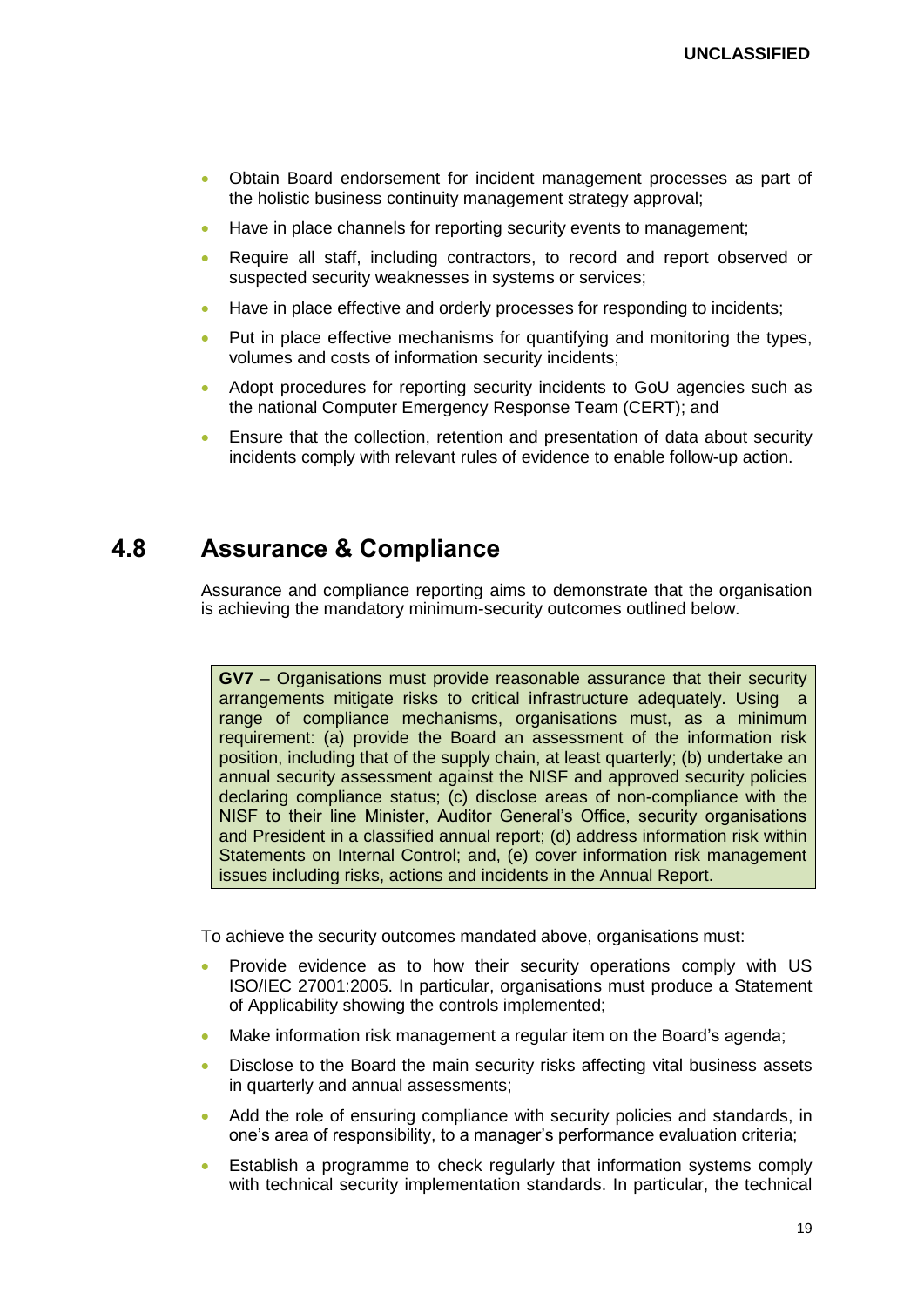- Obtain Board endorsement for incident management processes as part of the holistic business continuity management strategy approval;
- Have in place channels for reporting security events to management;
- Require all staff, including contractors, to record and report observed or suspected security weaknesses in systems or services;
- Have in place effective and orderly processes for responding to incidents;
- Put in place effective mechanisms for quantifying and monitoring the types, volumes and costs of information security incidents;
- Adopt procedures for reporting security incidents to GoU agencies such as the national Computer Emergency Response Team (CERT); and
- Ensure that the collection, retention and presentation of data about security incidents comply with relevant rules of evidence to enable follow-up action.

## 4.8 Assurance & Compliance

Assurance and compliance reporting aims to demonstrate that the organisation is achieving the mandatory minimum-security outcomes outlined below.

> **GV7** – Organisations must provide reasonable assurance that their security arrangements mitigate risks to critical infrastructure adequately. Using a range of compliance mechanisms, organisations must, as a minimum requirement: (a) provide the Board an assessment of the information risk position, including that of the supply chain, at least quarterly; (b) undertake an annual security assessment against the NISF and approved security policies declaring compliance status; (c) disclose areas of non-compliance with the NISF to their line Minister, Auditor General's Office, security organisations and President in a classified annual report; (d) address information risk within Statements on Internal Control; and, (e) cover information risk management issues including risks, actions and incidents in the Annual Report.

To achieve the security outcomes mandated above, organisations must:

- Provide evidence as to how their security operations comply with US ISO/IEC 27001:2005. In particular, organisations must produce a Statement of Applicability showing the controls implemented;
- Make information risk management a regular item on the Board's agenda;
- Disclose to the Board the main security risks affecting vital business assets in quarterly and annual assessments;
- Add the role of ensuring compliance with security policies and standards, in one's area of responsibility, to a manager's performance evaluation criteria;
- Establish a programme to check regularly that information systems comply with technical security implementation standards. In particular, the technical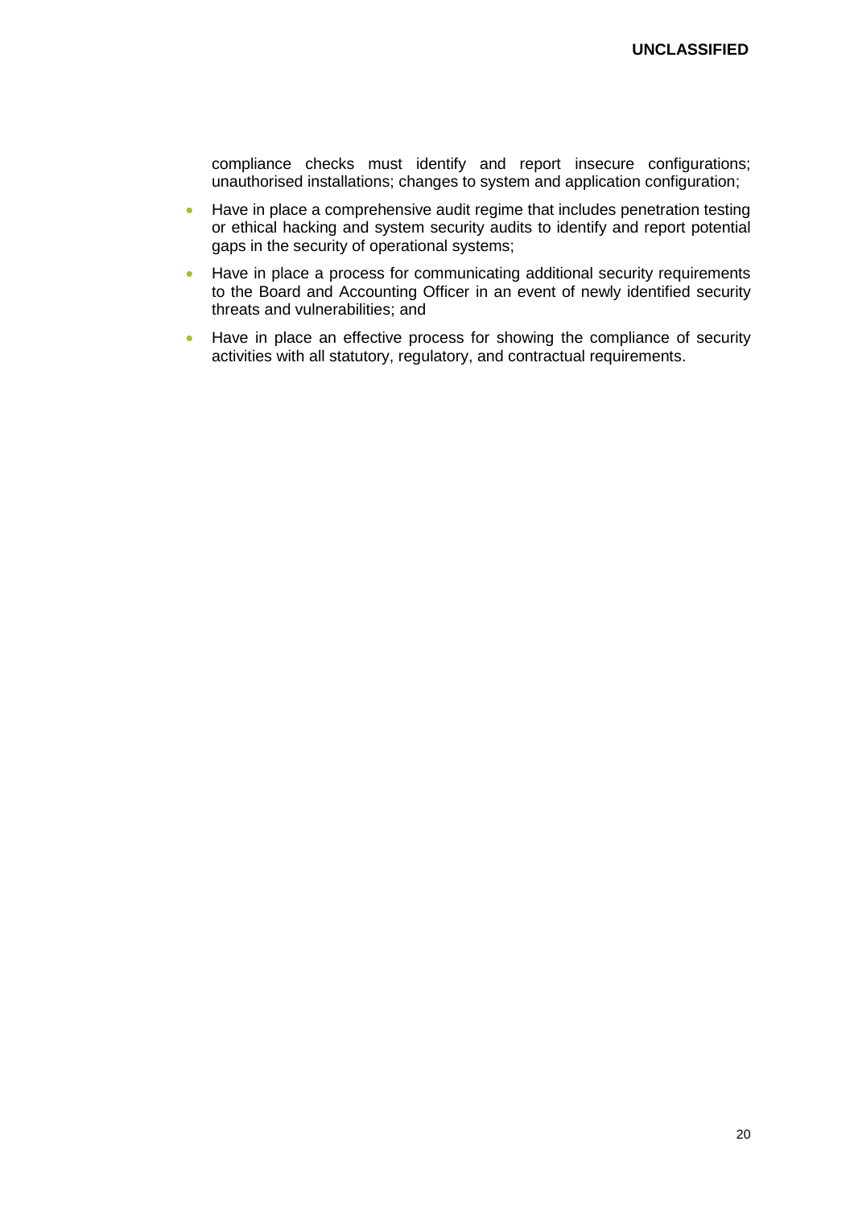compliance checks must identify and report insecure configurations; unauthorised installations; changes to system and application configuration;

- Have in place a comprehensive audit regime that includes penetration testing or ethical hacking and system security audits to identify and report potential gaps in the security of operational systems;
- Have in place a process for communicating additional security requirements to the Board and Accounting Officer in an event of newly identified security threats and vulnerabilities; and
- Have in place an effective process for showing the compliance of security activities with all statutory, regulatory, and contractual requirements.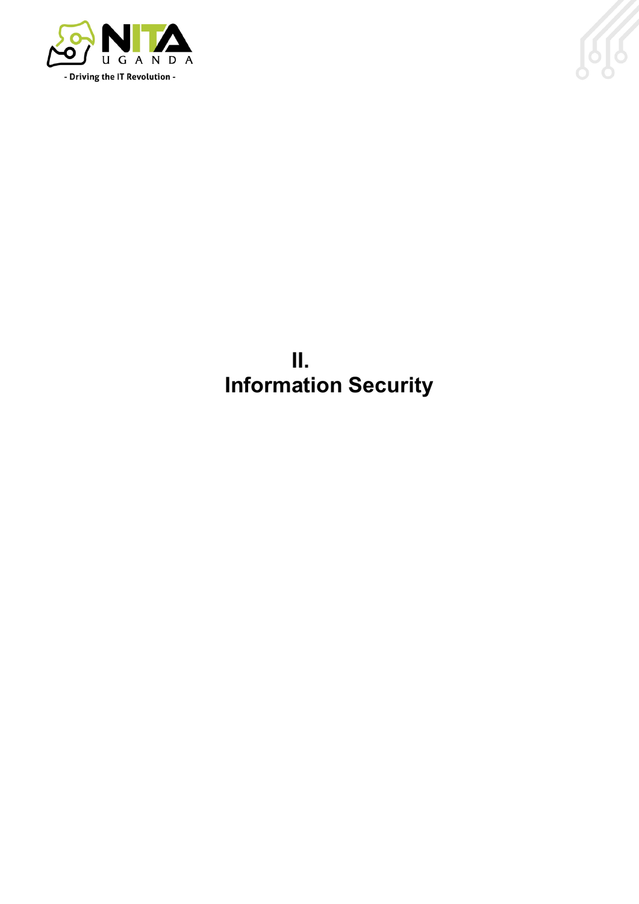# II. Information Security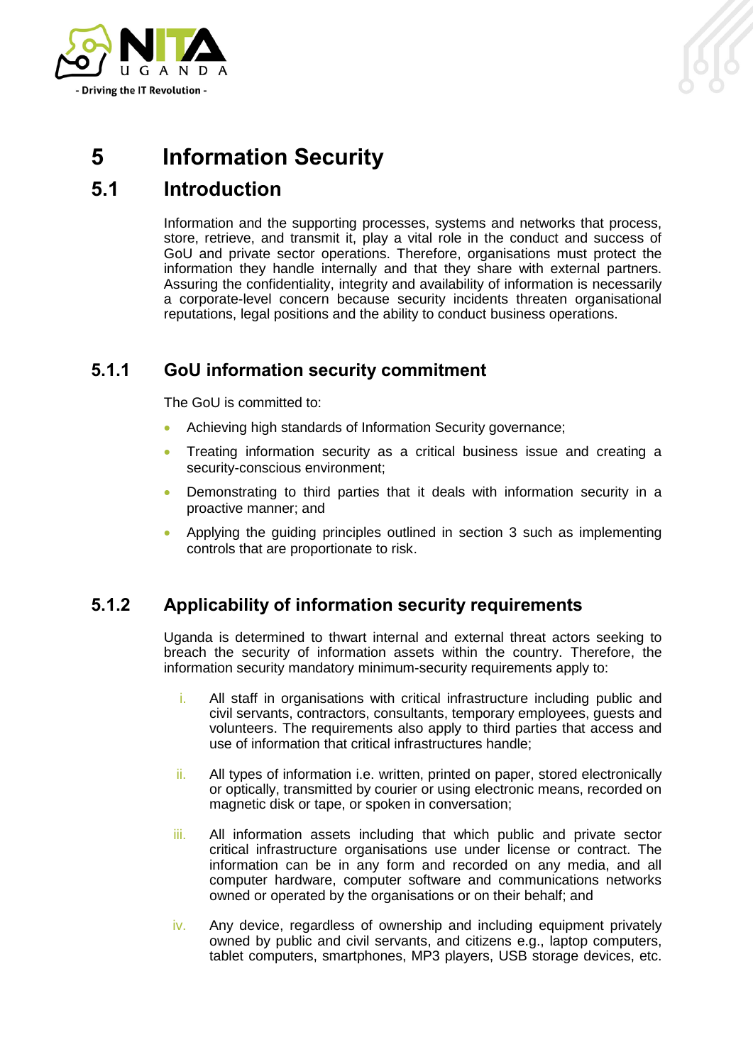# 5 Information Security

## 5.1 Introduction

Information and the supporting processes, systems and networks that process, store, retrieve, and transmit it, play a vital role in the conduct and success of GoU and private sector operations. Therefore, organisations must protect the information they handle internally and that they share with external partners. Assuring the confidentiality, integrity and availability of information is necessarily a corporate-level concern because security incidents threaten organisational reputations, legal positions and the ability to conduct business operations.

### 5.1.1 GoU information security commitment

The GoU is committed to:

- Achieving high standards of Information Security governance;
- Treating information security as a critical business issue and creating a security-conscious environment;
- Demonstrating to third parties that it deals with information security in a proactive manner; and
- Applying the guiding principles outlined in section 3 such as implementing controls that are proportionate to risk.

### 5.1.2 Applicability of information security requirements

Uganda is determined to thwart internal and external threat actors seeking to breach the security of information assets within the country. Therefore, the information security mandatory minimum-security requirements apply to:

i. All staff in organisations with critical infrastructure including public and civil servants, contractors, consultants, temporary employees, guests and volunteers. The requirements also apply to third parties that access and use of information that critical infrastructures handle;

ii. All types of information i.e. written, printed on paper, stored electronically or optically, transmitted by courier or using electronic means, recorded on magnetic disk or tape, or spoken in conversation;

iii. All information assets including that which public and private sector critical infrastructure organisations use under license or contract. The information can be in any form and recorded on any media, and all computer hardware, computer software and communications networks owned or operated by the organisations or on their behalf; and

iv. Any device, regardless of ownership and including equipment privately owned by public and civil servants, and citizens e.g., laptop computers, tablet computers, smartphones, MP3 players, USB storage devices, etc.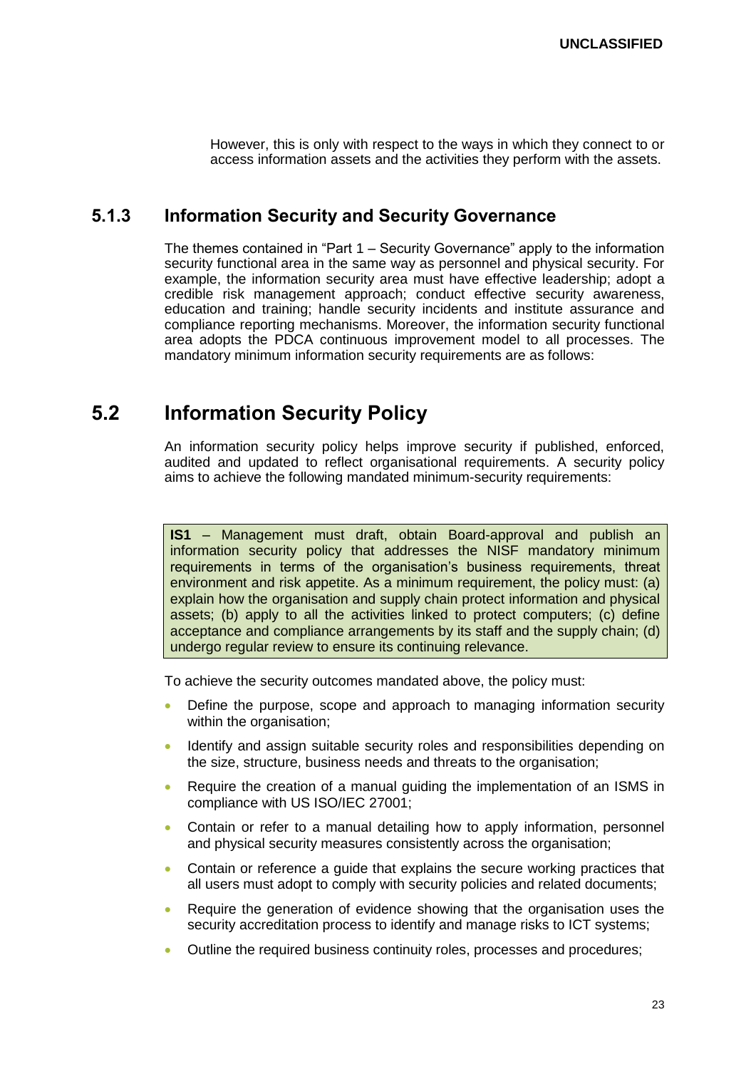However, this is only with respect to the ways in which they connect to or access information assets and the activities they perform with the assets.

### 5.1.3 Information Security and Security Governance

The themes contained in "Part 1 – Security Governance" apply to the information security functional area in the same way as personnel and physical security. For example, the information security area must have effective leadership; adopt a credible risk management approach; conduct effective security awareness, education and training; handle security incidents and institute assurance and compliance reporting mechanisms. Moreover, the information security functional area adopts the PDCA continuous improvement model to all processes. The mandatory minimum information security requirements are as follows:

## 5.2 Information Security Policy

An information security policy helps improve security if published, enforced, audited and updated to reflect organisational requirements. A security policy aims to achieve the following mandated minimum-security requirements:

> **IS1** – Management must draft, obtain Board-approval and publish an information security policy that addresses the NISF mandatory minimum requirements in terms of the organisation's business requirements, threat environment and risk appetite. As a minimum requirement, the policy must: (a) explain how the organisation and supply chain protect information and physical assets; (b) apply to all the activities linked to protect computers; (c) define acceptance and compliance arrangements by its staff and the supply chain; (d) undergo regular review to ensure its continuing relevance.

To achieve the security outcomes mandated above, the policy must:

- Define the purpose, scope and approach to managing information security within the organisation;
- Identify and assign suitable security roles and responsibilities depending on the size, structure, business needs and threats to the organisation;
- Require the creation of a manual guiding the implementation of an ISMS in compliance with US ISO/IEC 27001;
- Contain or refer to a manual detailing how to apply information, personnel and physical security measures consistently across the organisation;
- Contain or reference a guide that explains the secure working practices that all users must adopt to comply with security policies and related documents;
- Require the generation of evidence showing that the organisation uses the security accreditation process to identify and manage risks to ICT systems;
- Outline the required business continuity roles, processes and procedures;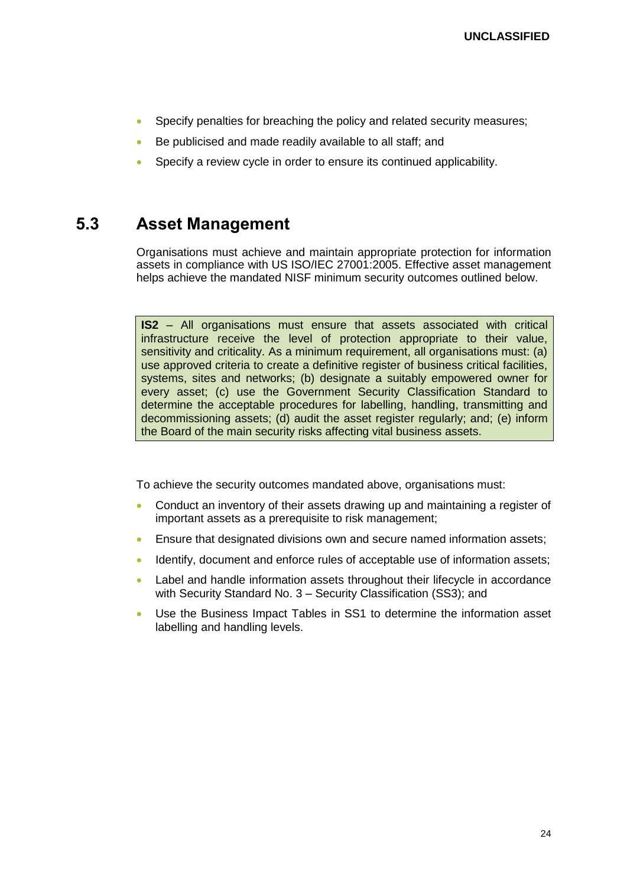- Specify penalties for breaching the policy and related security measures;
- Be publicised and made readily available to all staff; and
- Specify a review cycle in order to ensure its continued applicability.

## 5.3 Asset Management

Organisations must achieve and maintain appropriate protection for information assets in compliance with US ISO/IEC 27001:2005. Effective asset management helps achieve the mandated NISF minimum security outcomes outlined below.

> **IS2** – All organisations must ensure that assets associated with critical infrastructure receive the level of protection appropriate to their value, sensitivity and criticality. As a minimum requirement, all organisations must: (a) use approved criteria to create a definitive register of business critical facilities, systems, sites and networks; (b) designate a suitably empowered owner for every asset; (c) use the Government Security Classification Standard to determine the acceptable procedures for labelling, handling, transmitting and decommissioning assets; (d) audit the asset register regularly; and; (e) inform the Board of the main security risks affecting vital business assets.

To achieve the security outcomes mandated above, organisations must:

- Conduct an inventory of their assets drawing up and maintaining a register of important assets as a prerequisite to risk management;
- Ensure that designated divisions own and secure named information assets;
- Identify, document and enforce rules of acceptable use of information assets;
- Label and handle information assets throughout their lifecycle in accordance with Security Standard No. 3 – Security Classification (SS3); and
- Use the Business Impact Tables in SS1 to determine the information asset labelling and handling levels.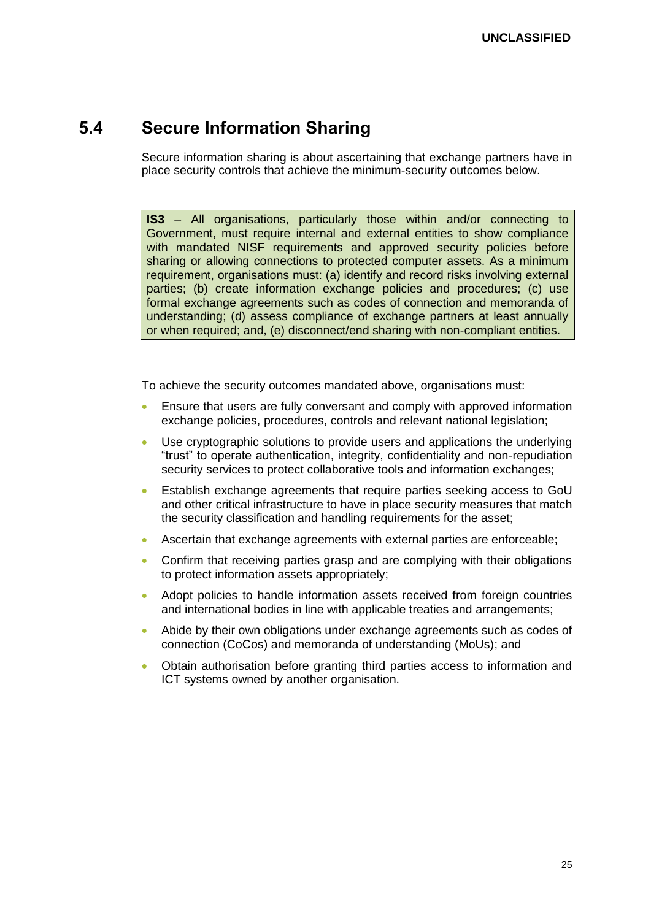## 5.4 Secure Information Sharing

Secure information sharing is about ascertaining that exchange partners have in place security controls that achieve the minimum-security outcomes below.

> **IS3** – All organisations, particularly those within and/or connecting to Government, must require internal and external entities to show compliance with mandated NISF requirements and approved security policies before sharing or allowing connections to protected computer assets. As a minimum requirement, organisations must: (a) identify and record risks involving external parties; (b) create information exchange policies and procedures; (c) use formal exchange agreements such as codes of connection and memoranda of understanding; (d) assess compliance of exchange partners at least annually or when required; and, (e) disconnect/end sharing with non-compliant entities.

To achieve the security outcomes mandated above, organisations must:

- Ensure that users are fully conversant and comply with approved information exchange policies, procedures, controls and relevant national legislation;
- Use cryptographic solutions to provide users and applications the underlying "trust" to operate authentication, integrity, confidentiality and non-repudiation security services to protect collaborative tools and information exchanges;
- Establish exchange agreements that require parties seeking access to GoU and other critical infrastructure to have in place security measures that match the security classification and handling requirements for the asset;
- Ascertain that exchange agreements with external parties are enforceable;
- Confirm that receiving parties grasp and are complying with their obligations to protect information assets appropriately;
- Adopt policies to handle information assets received from foreign countries and international bodies in line with applicable treaties and arrangements;
- Abide by their own obligations under exchange agreements such as codes of connection (CoCos) and memoranda of understanding (MoUs); and
- Obtain authorisation before granting third parties access to information and ICT systems owned by another organisation.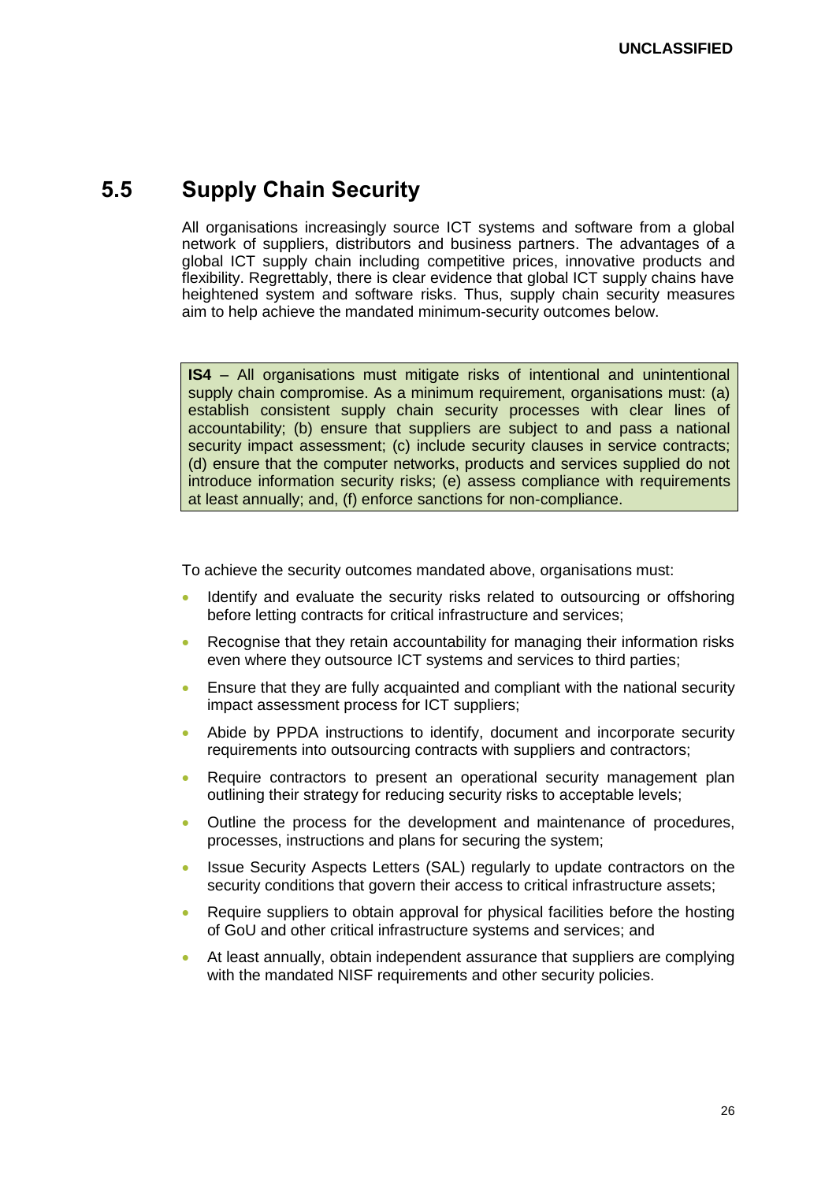## 5.5 Supply Chain Security

All organisations increasingly source ICT systems and software from a global network of suppliers, distributors and business partners. The advantages of a global ICT supply chain including competitive prices, innovative products and flexibility. Regrettably, there is clear evidence that global ICT supply chains have heightened system and software risks. Thus, supply chain security measures aim to help achieve the mandated minimum-security outcomes below.

> **IS4** – All organisations must mitigate risks of intentional and unintentional supply chain compromise. As a minimum requirement, organisations must: (a) establish consistent supply chain security processes with clear lines of accountability; (b) ensure that suppliers are subject to and pass a national security impact assessment; (c) include security clauses in service contracts; (d) ensure that the computer networks, products and services supplied do not introduce information security risks; (e) assess compliance with requirements at least annually; and, (f) enforce sanctions for non-compliance.

To achieve the security outcomes mandated above, organisations must:

- Identify and evaluate the security risks related to outsourcing or offshoring before letting contracts for critical infrastructure and services;
- Recognise that they retain accountability for managing their information risks even where they outsource ICT systems and services to third parties;
- Ensure that they are fully acquainted and compliant with the national security impact assessment process for ICT suppliers;
- Abide by PPDA instructions to identify, document and incorporate security requirements into outsourcing contracts with suppliers and contractors;
- Require contractors to present an operational security management plan outlining their strategy for reducing security risks to acceptable levels;
- Outline the process for the development and maintenance of procedures, processes, instructions and plans for securing the system;
- Issue Security Aspects Letters (SAL) regularly to update contractors on the security conditions that govern their access to critical infrastructure assets;
- Require suppliers to obtain approval for physical facilities before the hosting of GoU and other critical infrastructure systems and services; and
- At least annually, obtain independent assurance that suppliers are complying with the mandated NISF requirements and other security policies.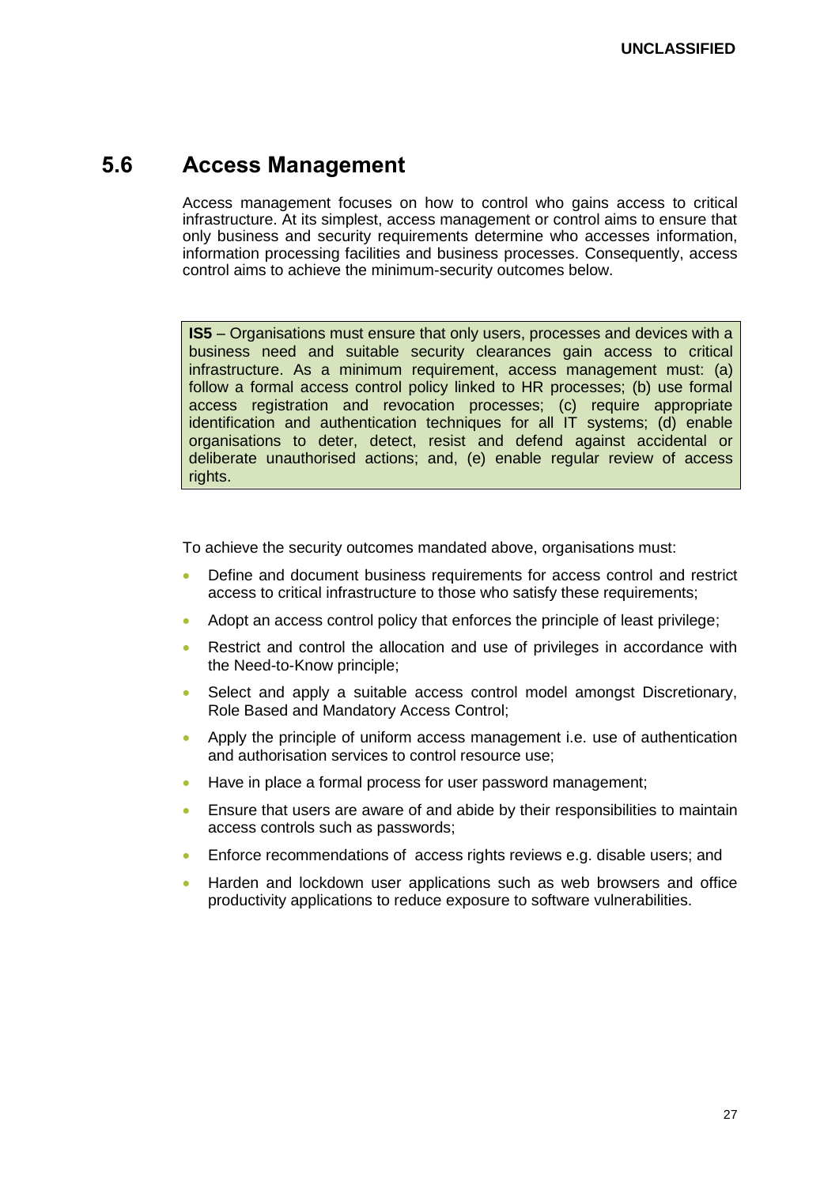## 5.6 Access Management

Access management focuses on how to control who gains access to critical infrastructure. At its simplest, access management or control aims to ensure that only business and security requirements determine who accesses information, information processing facilities and business processes. Consequently, access control aims to achieve the minimum-security outcomes below.

> **IS5** – Organisations must ensure that only users, processes and devices with a business need and suitable security clearances gain access to critical infrastructure. As a minimum requirement, access management must: (a) follow a formal access control policy linked to HR processes; (b) use formal access registration and revocation processes; (c) require appropriate identification and authentication techniques for all IT systems; (d) enable organisations to deter, detect, resist and defend against accidental or deliberate unauthorised actions; and, (e) enable regular review of access rights.

To achieve the security outcomes mandated above, organisations must:

- Define and document business requirements for access control and restrict access to critical infrastructure to those who satisfy these requirements;
- Adopt an access control policy that enforces the principle of least privilege;
- Restrict and control the allocation and use of privileges in accordance with the Need-to-Know principle;
- Select and apply a suitable access control model amongst Discretionary, Role Based and Mandatory Access Control;
- Apply the principle of uniform access management i.e. use of authentication and authorisation services to control resource use;
- Have in place a formal process for user password management;
- Ensure that users are aware of and abide by their responsibilities to maintain access controls such as passwords;
- Enforce recommendations of access rights reviews e.g. disable users; and
- Harden and lockdown user applications such as web browsers and office productivity applications to reduce exposure to software vulnerabilities.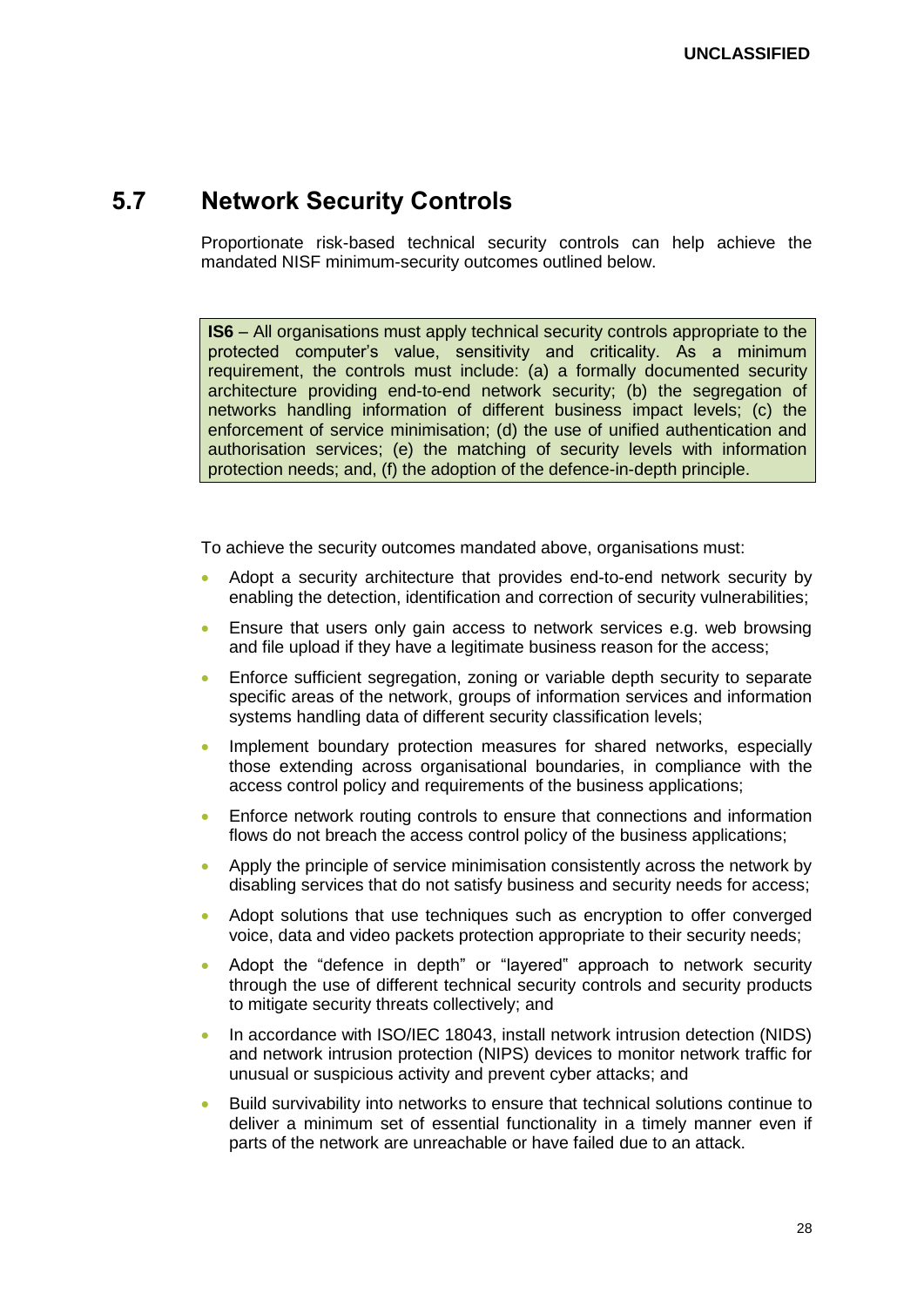## 5.7 Network Security Controls

Proportionate risk-based technical security controls can help achieve the mandated NISF minimum-security outcomes outlined below.

> **IS6** – All organisations must apply technical security controls appropriate to the protected computer's value, sensitivity and criticality. As a minimum requirement, the controls must include: (a) a formally documented security architecture providing end-to-end network security; (b) the segregation of networks handling information of different business impact levels; (c) the enforcement of service minimisation; (d) the use of unified authentication and authorisation services; (e) the matching of security levels with information protection needs; and, (f) the adoption of the defence-in-depth principle.

To achieve the security outcomes mandated above, organisations must:

- Adopt a security architecture that provides end-to-end network security by enabling the detection, identification and correction of security vulnerabilities;
- Ensure that users only gain access to network services e.g. web browsing and file upload if they have a legitimate business reason for the access;
- Enforce sufficient segregation, zoning or variable depth security to separate specific areas of the network, groups of information services and information systems handling data of different security classification levels;
- Implement boundary protection measures for shared networks, especially those extending across organisational boundaries, in compliance with the access control policy and requirements of the business applications;
- Enforce network routing controls to ensure that connections and information flows do not breach the access control policy of the business applications;
- Apply the principle of service minimisation consistently across the network by disabling services that do not satisfy business and security needs for access;
- Adopt solutions that use techniques such as encryption to offer converged voice, data and video packets protection appropriate to their security needs;
- Adopt the "defence in depth" or "layered" approach to network security through the use of different technical security controls and security products to mitigate security threats collectively; and
- In accordance with ISO/IEC 18043, install network intrusion detection (NIDS) and network intrusion protection (NIPS) devices to monitor network traffic for unusual or suspicious activity and prevent cyber attacks; and
- Build survivability into networks to ensure that technical solutions continue to deliver a minimum set of essential functionality in a timely manner even if parts of the network are unreachable or have failed due to an attack.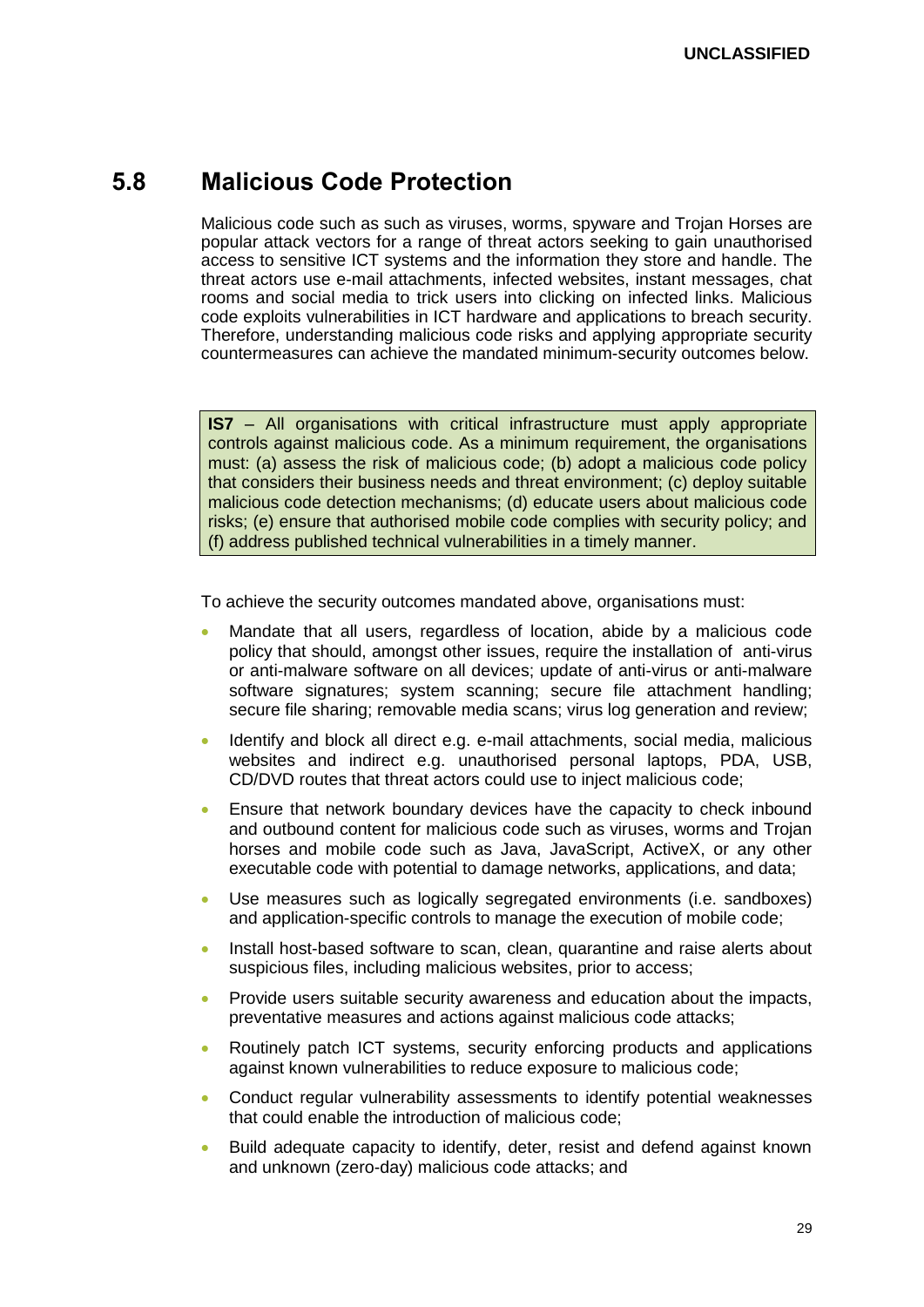## 5.8 Malicious Code Protection

Malicious code such as such as viruses, worms, spyware and Trojan Horses are popular attack vectors for a range of threat actors seeking to gain unauthorised access to sensitive ICT systems and the information they store and handle. The threat actors use e-mail attachments, infected websites, instant messages, chat rooms and social media to trick users into clicking on infected links. Malicious code exploits vulnerabilities in ICT hardware and applications to breach security. Therefore, understanding malicious code risks and applying appropriate security countermeasures can achieve the mandated minimum-security outcomes below.

> **IS7** – All organisations with critical infrastructure must apply appropriate controls against malicious code. As a minimum requirement, the organisations must: (a) assess the risk of malicious code; (b) adopt a malicious code policy that considers their business needs and threat environment; (c) deploy suitable malicious code detection mechanisms; (d) educate users about malicious code risks; (e) ensure that authorised mobile code complies with security policy; and (f) address published technical vulnerabilities in a timely manner.

To achieve the security outcomes mandated above, organisations must:

- Mandate that all users, regardless of location, abide by a malicious code policy that should, amongst other issues, require the installation of anti-virus or anti-malware software on all devices; update of anti-virus or anti-malware software signatures; system scanning; secure file attachment handling; secure file sharing; removable media scans; virus log generation and review;
- Identify and block all direct e.g. e-mail attachments, social media, malicious websites and indirect e.g. unauthorised personal laptops, PDA, USB, CD/DVD routes that threat actors could use to inject malicious code;
- Ensure that network boundary devices have the capacity to check inbound and outbound content for malicious code such as viruses, worms and Trojan horses and mobile code such as Java, JavaScript, ActiveX, or any other executable code with potential to damage networks, applications, and data;
- Use measures such as logically segregated environments (i.e. sandboxes) and application-specific controls to manage the execution of mobile code;
- Install host-based software to scan, clean, quarantine and raise alerts about suspicious files, including malicious websites, prior to access;
- Provide users suitable security awareness and education about the impacts, preventative measures and actions against malicious code attacks;
- Routinely patch ICT systems, security enforcing products and applications against known vulnerabilities to reduce exposure to malicious code;
- Conduct regular vulnerability assessments to identify potential weaknesses that could enable the introduction of malicious code;
- Build adequate capacity to identify, deter, resist and defend against known and unknown (zero-day) malicious code attacks; and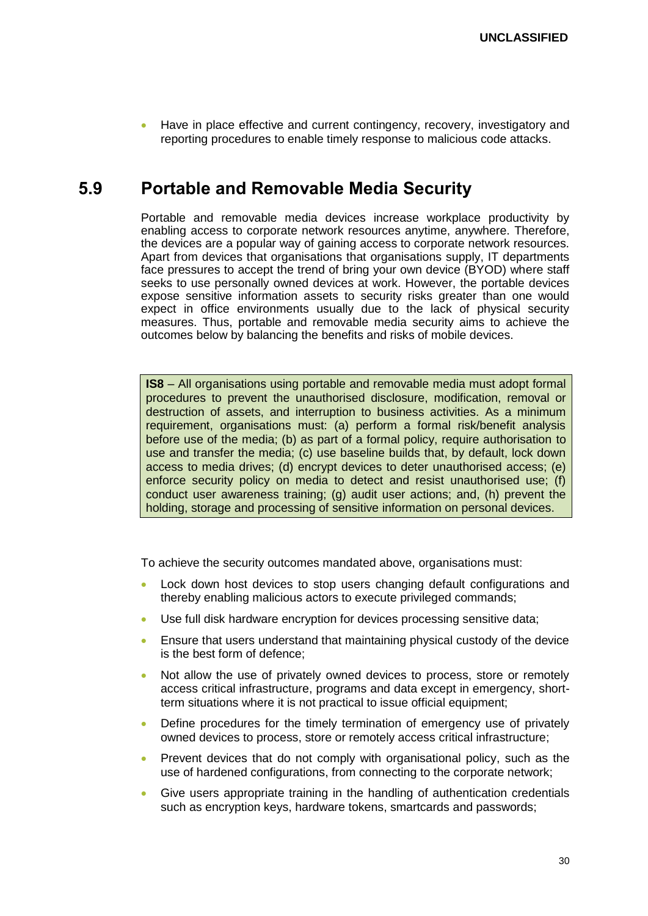- Have in place effective and current contingency, recovery, investigatory and reporting procedures to enable timely response to malicious code attacks.

## 5.9 Portable and Removable Media Security

Portable and removable media devices increase workplace productivity by enabling access to corporate network resources anytime, anywhere. Therefore, the devices are a popular way of gaining access to corporate network resources. Apart from devices that organisations that organisations supply, IT departments face pressures to accept the trend of bring your own device (BYOD) where staff seeks to use personally owned devices at work. However, the portable devices expose sensitive information assets to security risks greater than one would expect in office environments usually due to the lack of physical security measures. Thus, portable and removable media security aims to achieve the outcomes below by balancing the benefits and risks of mobile devices.

> **IS8** – All organisations using portable and removable media must adopt formal procedures to prevent the unauthorised disclosure, modification, removal or destruction of assets, and interruption to business activities. As a minimum requirement, organisations must: (a) perform a formal risk/benefit analysis before use of the media; (b) as part of a formal policy, require authorisation to use and transfer the media; (c) use baseline builds that, by default, lock down access to media drives; (d) encrypt devices to deter unauthorised access; (e) enforce security policy on media to detect and resist unauthorised use; (f) conduct user awareness training; (g) audit user actions; and, (h) prevent the holding, storage and processing of sensitive information on personal devices.

To achieve the security outcomes mandated above, organisations must:

- Lock down host devices to stop users changing default configurations and thereby enabling malicious actors to execute privileged commands;
- Use full disk hardware encryption for devices processing sensitive data;
- Ensure that users understand that maintaining physical custody of the device is the best form of defence;
- Not allow the use of privately owned devices to process, store or remotely access critical infrastructure, programs and data except in emergency, short-term situations where it is not practical to issue official equipment;
- Define procedures for the timely termination of emergency use of privately owned devices to process, store or remotely access critical infrastructure;
- Prevent devices that do not comply with organisational policy, such as the use of hardened configurations, from connecting to the corporate network;
- Give users appropriate training in the handling of authentication credentials such as encryption keys, hardware tokens, smartcards and passwords;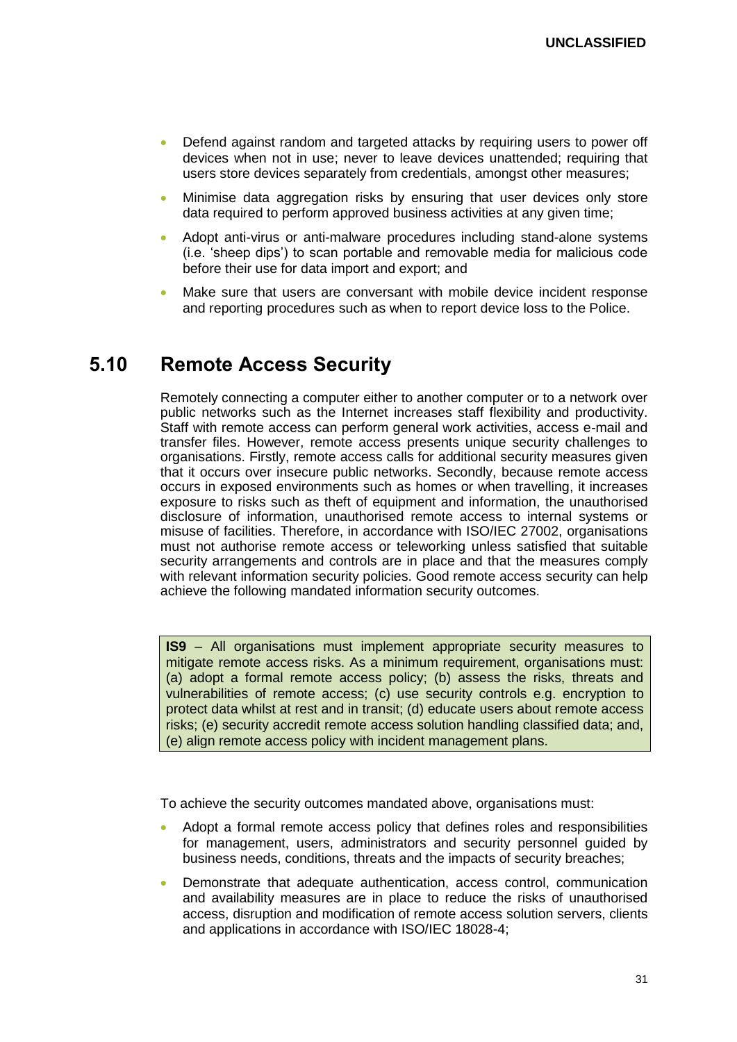- Defend against random and targeted attacks by requiring users to power off devices when not in use; never to leave devices unattended; requiring that users store devices separately from credentials, amongst other measures;
- Minimise data aggregation risks by ensuring that user devices only store data required to perform approved business activities at any given time;
- Adopt anti-virus or anti-malware procedures including stand-alone systems (i.e. 'sheep dips') to scan portable and removable media for malicious code before their use for data import and export; and
- Make sure that users are conversant with mobile device incident response and reporting procedures such as when to report device loss to the Police.

## 5.10 Remote Access Security

Remotely connecting a computer either to another computer or to a network over public networks such as the Internet increases staff flexibility and productivity. Staff with remote access can perform general work activities, access e-mail and transfer files. However, remote access presents unique security challenges to organisations. Firstly, remote access calls for additional security measures given that it occurs over insecure public networks. Secondly, because remote access occurs in exposed environments such as homes or when travelling, it increases exposure to risks such as theft of equipment and information, the unauthorised disclosure of information, unauthorised remote access to internal systems or misuse of facilities. Therefore, in accordance with ISO/IEC 27002, organisations must not authorise remote access or teleworking unless satisfied that suitable security arrangements and controls are in place and that the measures comply with relevant information security policies. Good remote access security can help achieve the following mandated information security outcomes.

> **IS9** – All organisations must implement appropriate security measures to mitigate remote access risks. As a minimum requirement, organisations must: (a) adopt a formal remote access policy; (b) assess the risks, threats and vulnerabilities of remote access; (c) use security controls e.g. encryption to protect data whilst at rest and in transit; (d) educate users about remote access risks; (e) security accredit remote access solution handling classified data; and, (e) align remote access policy with incident management plans.

To achieve the security outcomes mandated above, organisations must:

- Adopt a formal remote access policy that defines roles and responsibilities for management, users, administrators and security personnel guided by business needs, conditions, threats and the impacts of security breaches;
- Demonstrate that adequate authentication, access control, communication and availability measures are in place to reduce the risks of unauthorised access, disruption and modification of remote access solution servers, clients and applications in accordance with ISO/IEC 18028-4;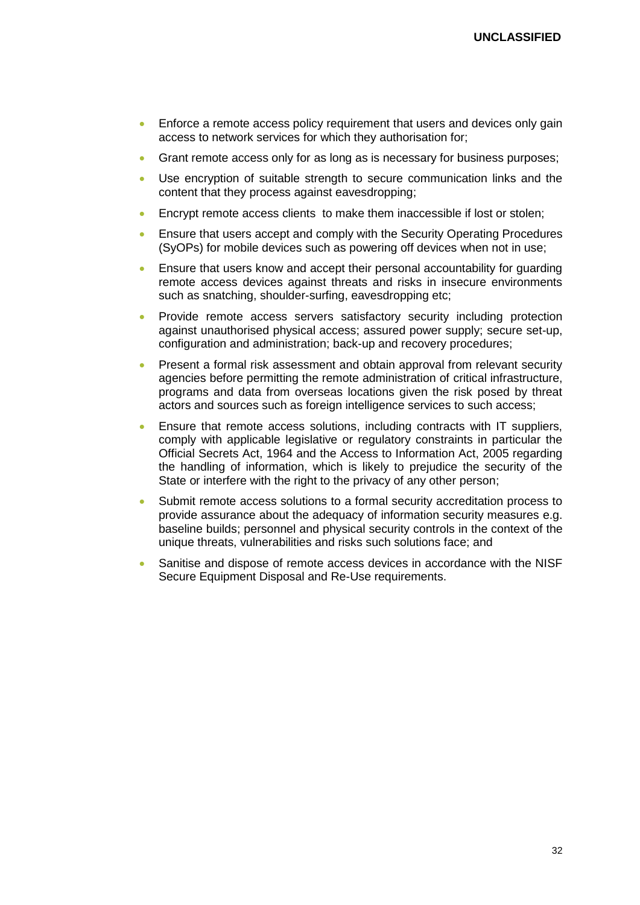- Enforce a remote access policy requirement that users and devices only gain access to network services for which they authorisation for;
- Grant remote access only for as long as is necessary for business purposes;
- Use encryption of suitable strength to secure communication links and the content that they process against eavesdropping;
- Encrypt remote access clients  to make them inaccessible if lost or stolen;
- Ensure that users accept and comply with the Security Operating Procedures (SyOPs) for mobile devices such as powering off devices when not in use;
- Ensure that users know and accept their personal accountability for guarding remote access devices against threats and risks in insecure environments such as snatching, shoulder-surfing, eavesdropping etc;
- Provide remote access servers satisfactory security including protection against unauthorised physical access; assured power supply; secure set-up, configuration and administration; back-up and recovery procedures;
- Present a formal risk assessment and obtain approval from relevant security agencies before permitting the remote administration of critical infrastructure, programs and data from overseas locations given the risk posed by threat actors and sources such as foreign intelligence services to such access;
- Ensure that remote access solutions, including contracts with IT suppliers, comply with applicable legislative or regulatory constraints in particular the Official Secrets Act, 1964 and the Access to Information Act, 2005 regarding the handling of information, which is likely to prejudice the security of the State or interfere with the right to the privacy of any other person;
- Submit remote access solutions to a formal security accreditation process to provide assurance about the adequacy of information security measures e.g. baseline builds; personnel and physical security controls in the context of the unique threats, vulnerabilities and risks such solutions face; and
- Sanitise and dispose of remote access devices in accordance with the NISF Secure Equipment Disposal and Re-Use requirements.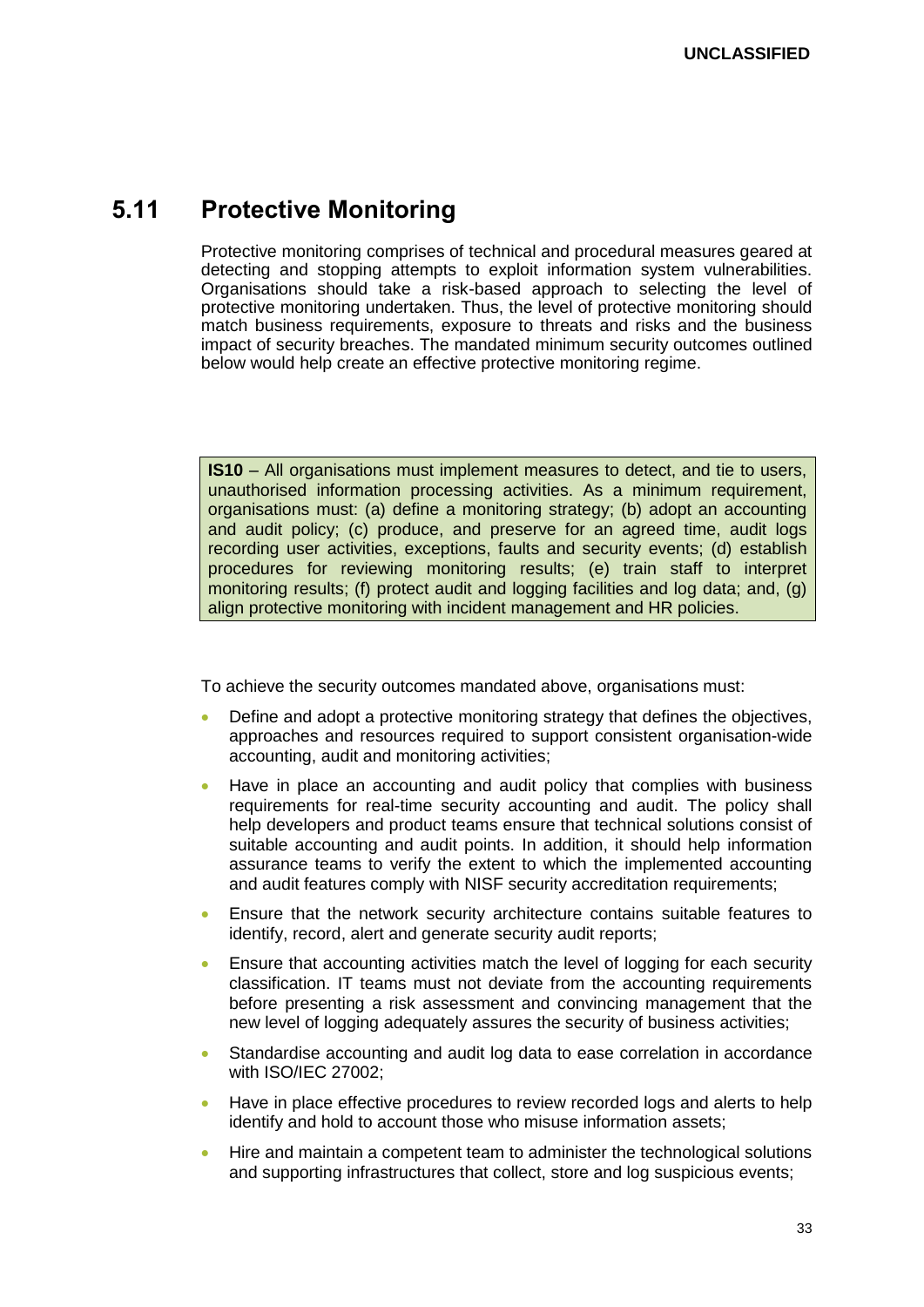## 5.11 Protective Monitoring

Protective monitoring comprises of technical and procedural measures geared at detecting and stopping attempts to exploit information system vulnerabilities. Organisations should take a risk-based approach to selecting the level of protective monitoring undertaken. Thus, the level of protective monitoring should match business requirements, exposure to threats and risks and the business impact of security breaches. The mandated minimum security outcomes outlined below would help create an effective protective monitoring regime.

> **IS10** – All organisations must implement measures to detect, and tie to users, unauthorised information processing activities. As a minimum requirement, organisations must: (a) define a monitoring strategy; (b) adopt an accounting and audit policy; (c) produce, and preserve for an agreed time, audit logs recording user activities, exceptions, faults and security events; (d) establish procedures for reviewing monitoring results; (e) train staff to interpret monitoring results; (f) protect audit and logging facilities and log data; and, (g) align protective monitoring with incident management and HR policies.

To achieve the security outcomes mandated above, organisations must:

- Define and adopt a protective monitoring strategy that defines the objectives, approaches and resources required to support consistent organisation-wide accounting, audit and monitoring activities;
- Have in place an accounting and audit policy that complies with business requirements for real-time security accounting and audit. The policy shall help developers and product teams ensure that technical solutions consist of suitable accounting and audit points. In addition, it should help information assurance teams to verify the extent to which the implemented accounting and audit features comply with NISF security accreditation requirements;
- Ensure that the network security architecture contains suitable features to identify, record, alert and generate security audit reports;
- Ensure that accounting activities match the level of logging for each security classification. IT teams must not deviate from the accounting requirements before presenting a risk assessment and convincing management that the new level of logging adequately assures the security of business activities;
- Standardise accounting and audit log data to ease correlation in accordance with ISO/IEC 27002;
- Have in place effective procedures to review recorded logs and alerts to help identify and hold to account those who misuse information assets;
- Hire and maintain a competent team to administer the technological solutions and supporting infrastructures that collect, store and log suspicious events;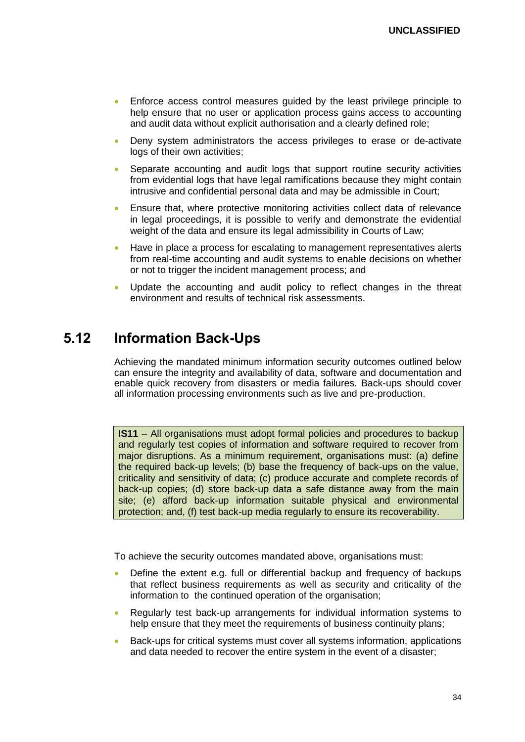- Enforce access control measures guided by the least privilege principle to help ensure that no user or application process gains access to accounting and audit data without explicit authorisation and a clearly defined role;
- Deny system administrators the access privileges to erase or de-activate logs of their own activities;
- Separate accounting and audit logs that support routine security activities from evidential logs that have legal ramifications because they might contain intrusive and confidential personal data and may be admissible in Court;
- Ensure that, where protective monitoring activities collect data of relevance in legal proceedings, it is possible to verify and demonstrate the evidential weight of the data and ensure its legal admissibility in Courts of Law;
- Have in place a process for escalating to management representatives alerts from real-time accounting and audit systems to enable decisions on whether or not to trigger the incident management process; and
- Update the accounting and audit policy to reflect changes in the threat environment and results of technical risk assessments.

## 5.12 Information Back-Ups

Achieving the mandated minimum information security outcomes outlined below can ensure the integrity and availability of data, software and documentation and enable quick recovery from disasters or media failures. Back-ups should cover all information processing environments such as live and pre-production.

> **IS11** – All organisations must adopt formal policies and procedures to backup and regularly test copies of information and software required to recover from major disruptions. As a minimum requirement, organisations must: (a) define the required back-up levels; (b) base the frequency of back-ups on the value, criticality and sensitivity of data; (c) produce accurate and complete records of back-up copies; (d) store back-up data a safe distance away from the main site; (e) afford back-up information suitable physical and environmental protection; and, (f) test back-up media regularly to ensure its recoverability.

To achieve the security outcomes mandated above, organisations must:

- Define the extent e.g. full or differential backup and frequency of backups that reflect business requirements as well as security and criticality of the information to the continued operation of the organisation;
- Regularly test back-up arrangements for individual information systems to help ensure that they meet the requirements of business continuity plans;
- Back-ups for critical systems must cover all systems information, applications and data needed to recover the entire system in the event of a disaster;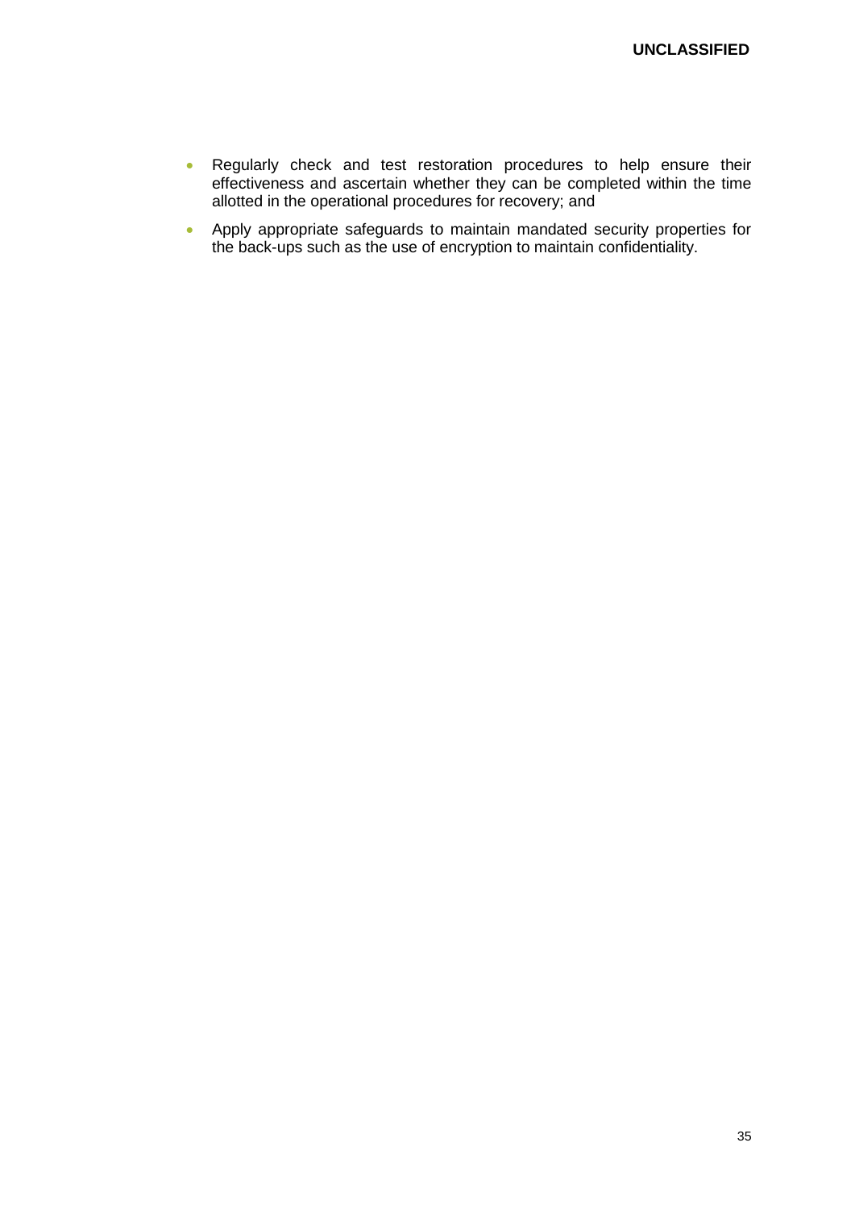- Regularly check and test restoration procedures to help ensure their effectiveness and ascertain whether they can be completed within the time allotted in the operational procedures for recovery; and
- Apply appropriate safeguards to maintain mandated security properties for the back-ups such as the use of encryption to maintain confidentiality.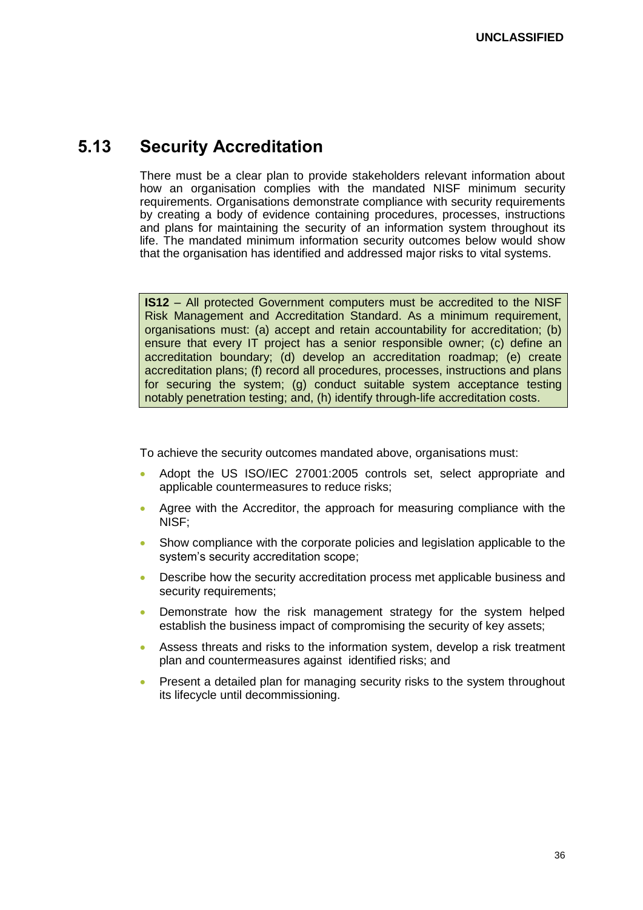## 5.13 Security Accreditation

There must be a clear plan to provide stakeholders relevant information about how an organisation complies with the mandated NISF minimum security requirements. Organisations demonstrate compliance with security requirements by creating a body of evidence containing procedures, processes, instructions and plans for maintaining the security of an information system throughout its life. The mandated minimum information security outcomes below would show that the organisation has identified and addressed major risks to vital systems.

> **IS12** – All protected Government computers must be accredited to the NISF Risk Management and Accreditation Standard. As a minimum requirement, organisations must: (a) accept and retain accountability for accreditation; (b) ensure that every IT project has a senior responsible owner; (c) define an accreditation boundary; (d) develop an accreditation roadmap; (e) create accreditation plans; (f) record all procedures, processes, instructions and plans for securing the system; (g) conduct suitable system acceptance testing notably penetration testing; and, (h) identify through-life accreditation costs.

To achieve the security outcomes mandated above, organisations must:

- Adopt the US ISO/IEC 27001:2005 controls set, select appropriate and applicable countermeasures to reduce risks;
- Agree with the Accreditor, the approach for measuring compliance with the NISF;
- Show compliance with the corporate policies and legislation applicable to the system's security accreditation scope;
- Describe how the security accreditation process met applicable business and security requirements;
- Demonstrate how the risk management strategy for the system helped establish the business impact of compromising the security of key assets;
- Assess threats and risks to the information system, develop a risk treatment plan and countermeasures against identified risks; and
- Present a detailed plan for managing security risks to the system throughout its lifecycle until decommissioning.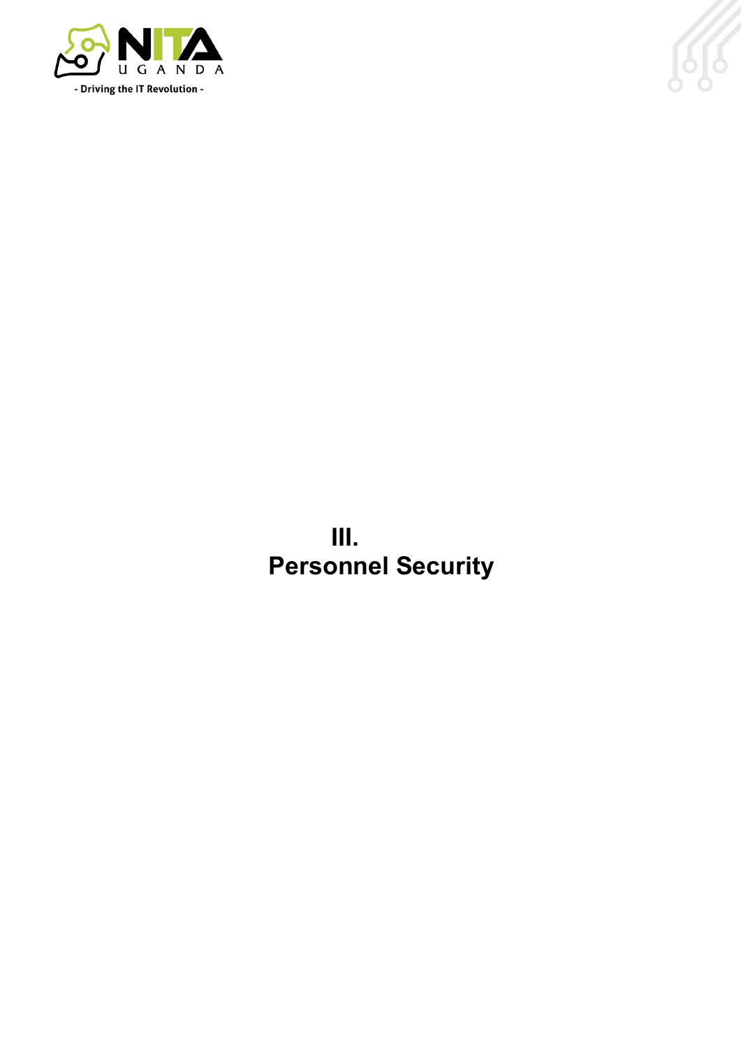# III. Personnel Security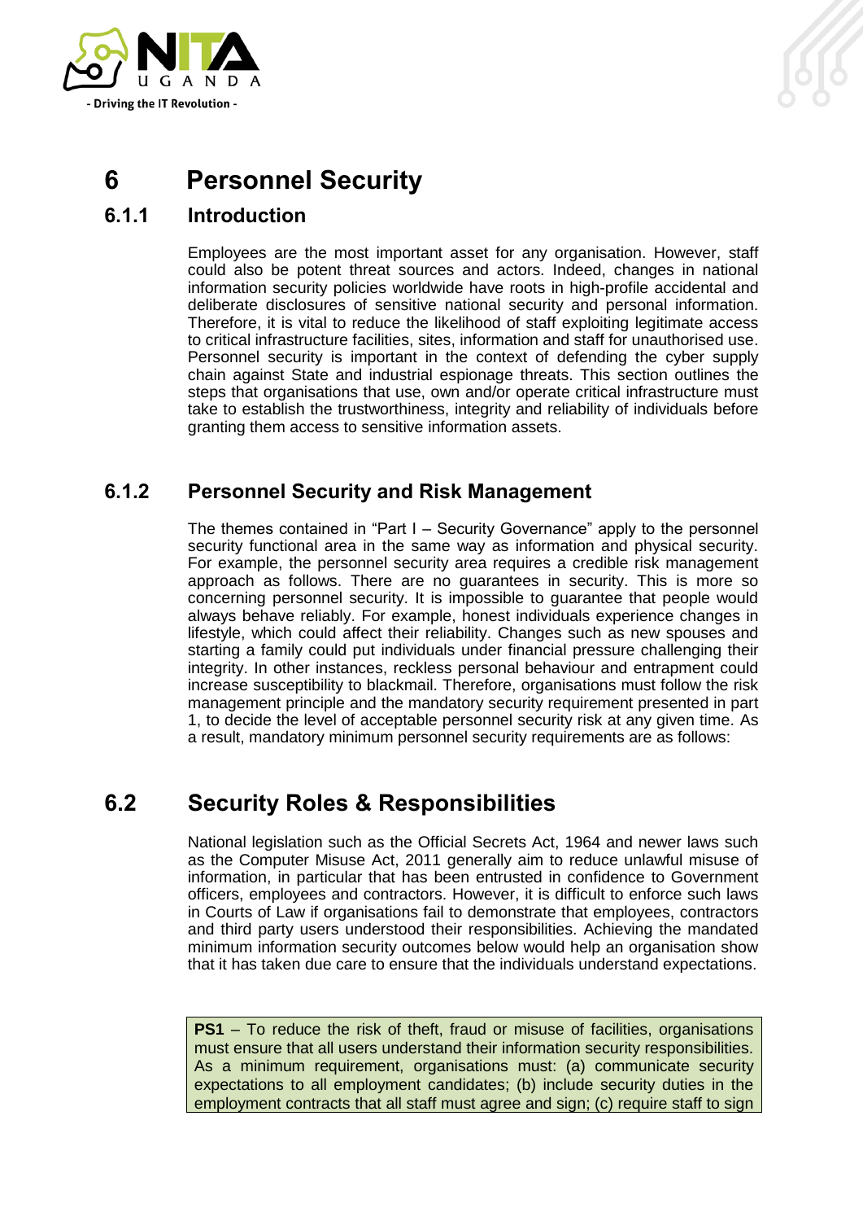# 6 Personnel Security

## 6.1.1 Introduction

Employees are the most important asset for any organisation. However, staff could also be potent threat sources and actors. Indeed, changes in national information security policies worldwide have roots in high-profile accidental and deliberate disclosures of sensitive national security and personal information. Therefore, it is vital to reduce the likelihood of staff exploiting legitimate access to critical infrastructure facilities, sites, information and staff for unauthorised use. Personnel security is important in the context of defending the cyber supply chain against State and industrial espionage threats. This section outlines the steps that organisations that use, own and/or operate critical infrastructure must take to establish the trustworthiness, integrity and reliability of individuals before granting them access to sensitive information assets.

## 6.1.2 Personnel Security and Risk Management

The themes contained in "Part I – Security Governance" apply to the personnel security functional area in the same way as information and physical security. For example, the personnel security area requires a credible risk management approach as follows. There are no guarantees in security. This is more so concerning personnel security. It is impossible to guarantee that people would always behave reliably. For example, honest individuals experience changes in lifestyle, which could affect their reliability. Changes such as new spouses and starting a family could put individuals under financial pressure challenging their integrity. In other instances, reckless personal behaviour and entrapment could increase susceptibility to blackmail. Therefore, organisations must follow the risk management principle and the mandatory security requirement presented in part 1, to decide the level of acceptable personnel security risk at any given time. As a result, mandatory minimum personnel security requirements are as follows:

## 6.2 Security Roles & Responsibilities

National legislation such as the Official Secrets Act, 1964 and newer laws such as the Computer Misuse Act, 2011 generally aim to reduce unlawful misuse of information, in particular that has been entrusted in confidence to Government officers, employees and contractors. However, it is difficult to enforce such laws in Courts of Law if organisations fail to demonstrate that employees, contractors and third party users understood their responsibilities. Achieving the mandated minimum information security outcomes below would help an organisation show that it has taken due care to ensure that the individuals understand expectations.

**PS1** – To reduce the risk of theft, fraud or misuse of facilities, organisations must ensure that all users understand their information security responsibilities. As a minimum requirement, organisations must: (a) communicate security expectations to all employment candidates; (b) include security duties in the employment contracts that all staff must agree and sign; (c) require staff to sign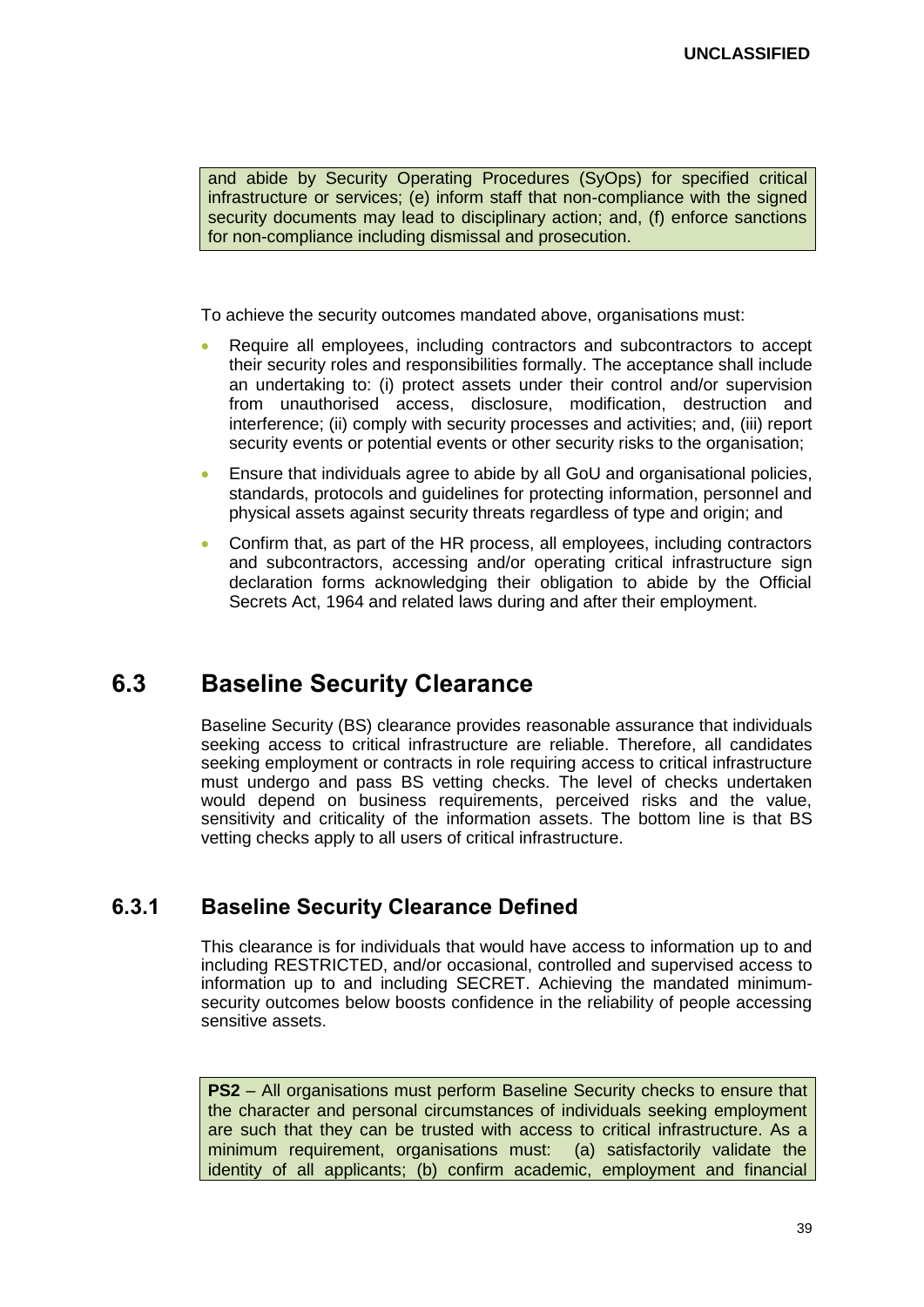and abide by Security Operating Procedures (SyOps) for specified critical infrastructure or services; (e) inform staff that non-compliance with the signed security documents may lead to disciplinary action; and, (f) enforce sanctions for non-compliance including dismissal and prosecution.

To achieve the security outcomes mandated above, organisations must:

- Require all employees, including contractors and subcontractors to accept their security roles and responsibilities formally. The acceptance shall include an undertaking to: (i) protect assets under their control and/or supervision from unauthorised access, disclosure, modification, destruction and interference; (ii) comply with security processes and activities; and, (iii) report security events or potential events or other security risks to the organisation;
- Ensure that individuals agree to abide by all GoU and organisational policies, standards, protocols and guidelines for protecting information, personnel and physical assets against security threats regardless of type and origin; and
- Confirm that, as part of the HR process, all employees, including contractors and subcontractors, accessing and/or operating critical infrastructure sign declaration forms acknowledging their obligation to abide by the Official Secrets Act, 1964 and related laws during and after their employment.

## 6.3 Baseline Security Clearance

Baseline Security (BS) clearance provides reasonable assurance that individuals seeking access to critical infrastructure are reliable. Therefore, all candidates seeking employment or contracts in role requiring access to critical infrastructure must undergo and pass BS vetting checks. The level of checks undertaken would depend on business requirements, perceived risks and the value, sensitivity and criticality of the information assets. The bottom line is that BS vetting checks apply to all users of critical infrastructure.

### 6.3.1 Baseline Security Clearance Defined

This clearance is for individuals that would have access to information up to and including RESTRICTED, and/or occasional, controlled and supervised access to information up to and including SECRET. Achieving the mandated minimum-security outcomes below boosts confidence in the reliability of people accessing sensitive assets.

**PS2** – All organisations must perform Baseline Security checks to ensure that the character and personal circumstances of individuals seeking employment are such that they can be trusted with access to critical infrastructure. As a minimum requirement, organisations must: (a) satisfactorily validate the identity of all applicants; (b) confirm academic, employment and financial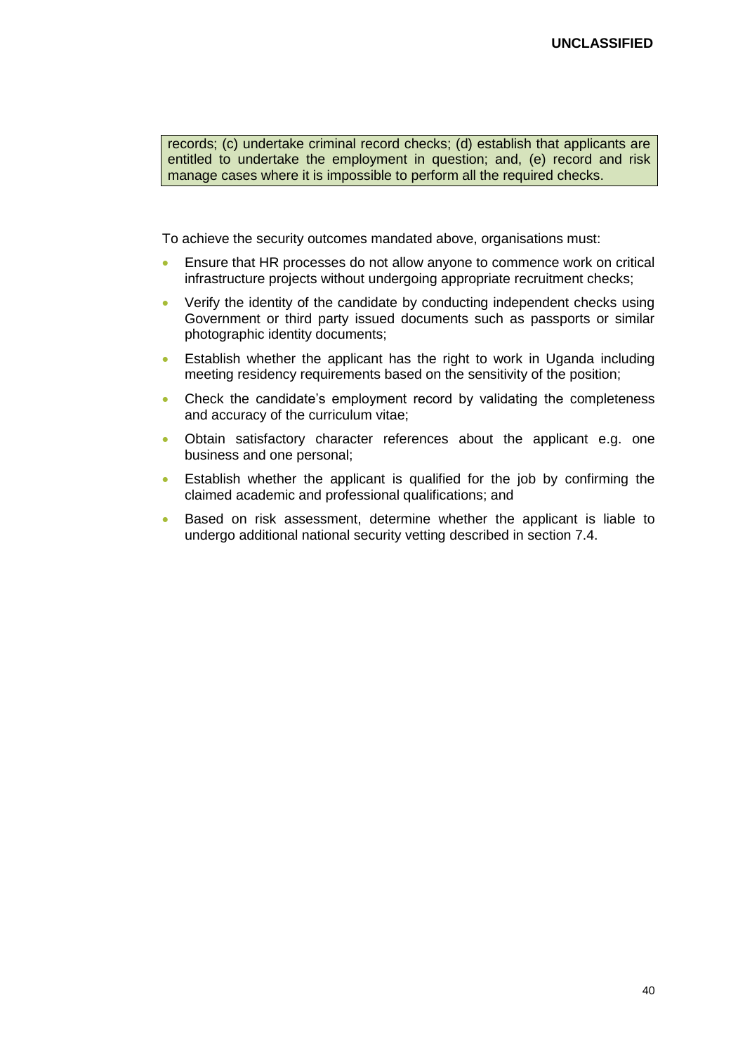records; (c) undertake criminal record checks; (d) establish that applicants are entitled to undertake the employment in question; and, (e) record and risk manage cases where it is impossible to perform all the required checks.

To achieve the security outcomes mandated above, organisations must:

- Ensure that HR processes do not allow anyone to commence work on critical infrastructure projects without undergoing appropriate recruitment checks;
- Verify the identity of the candidate by conducting independent checks using Government or third party issued documents such as passports or similar photographic identity documents;
- Establish whether the applicant has the right to work in Uganda including meeting residency requirements based on the sensitivity of the position;
- Check the candidate's employment record by validating the completeness and accuracy of the curriculum vitae;
- Obtain satisfactory character references about the applicant e.g. one business and one personal;
- Establish whether the applicant is qualified for the job by confirming the claimed academic and professional qualifications; and
- Based on risk assessment, determine whether the applicant is liable to undergo additional national security vetting described in section 7.4.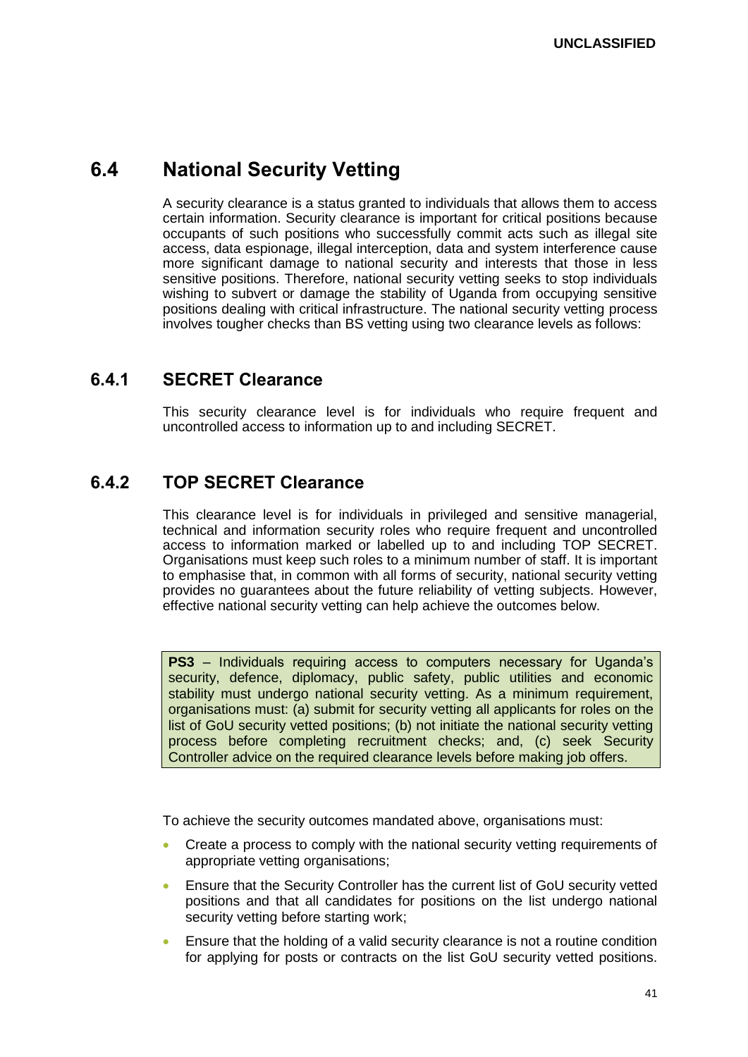## 6.4 National Security Vetting

A security clearance is a status granted to individuals that allows them to access certain information. Security clearance is important for critical positions because occupants of such positions who successfully commit acts such as illegal site access, data espionage, illegal interception, data and system interference cause more significant damage to national security and interests that those in less sensitive positions. Therefore, national security vetting seeks to stop individuals wishing to subvert or damage the stability of Uganda from occupying sensitive positions dealing with critical infrastructure. The national security vetting process involves tougher checks than BS vetting using two clearance levels as follows:

### 6.4.1 SECRET Clearance

This security clearance level is for individuals who require frequent and uncontrolled access to information up to and including SECRET.

### 6.4.2 TOP SECRET Clearance

This clearance level is for individuals in privileged and sensitive managerial, technical and information security roles who require frequent and uncontrolled access to information marked or labelled up to and including TOP SECRET. Organisations must keep such roles to a minimum number of staff. It is important to emphasise that, in common with all forms of security, national security vetting provides no guarantees about the future reliability of vetting subjects. However, effective national security vetting can help achieve the outcomes below.

> **PS3** – Individuals requiring access to computers necessary for Uganda's security, defence, diplomacy, public safety, public utilities and economic stability must undergo national security vetting. As a minimum requirement, organisations must: (a) submit for security vetting all applicants for roles on the list of GoU security vetted positions; (b) not initiate the national security vetting process before completing recruitment checks; and, (c) seek Security Controller advice on the required clearance levels before making job offers.

To achieve the security outcomes mandated above, organisations must:

- Create a process to comply with the national security vetting requirements of appropriate vetting organisations;
- Ensure that the Security Controller has the current list of GoU security vetted positions and that all candidates for positions on the list undergo national security vetting before starting work;
- Ensure that the holding of a valid security clearance is not a routine condition for applying for posts or contracts on the list GoU security vetted positions.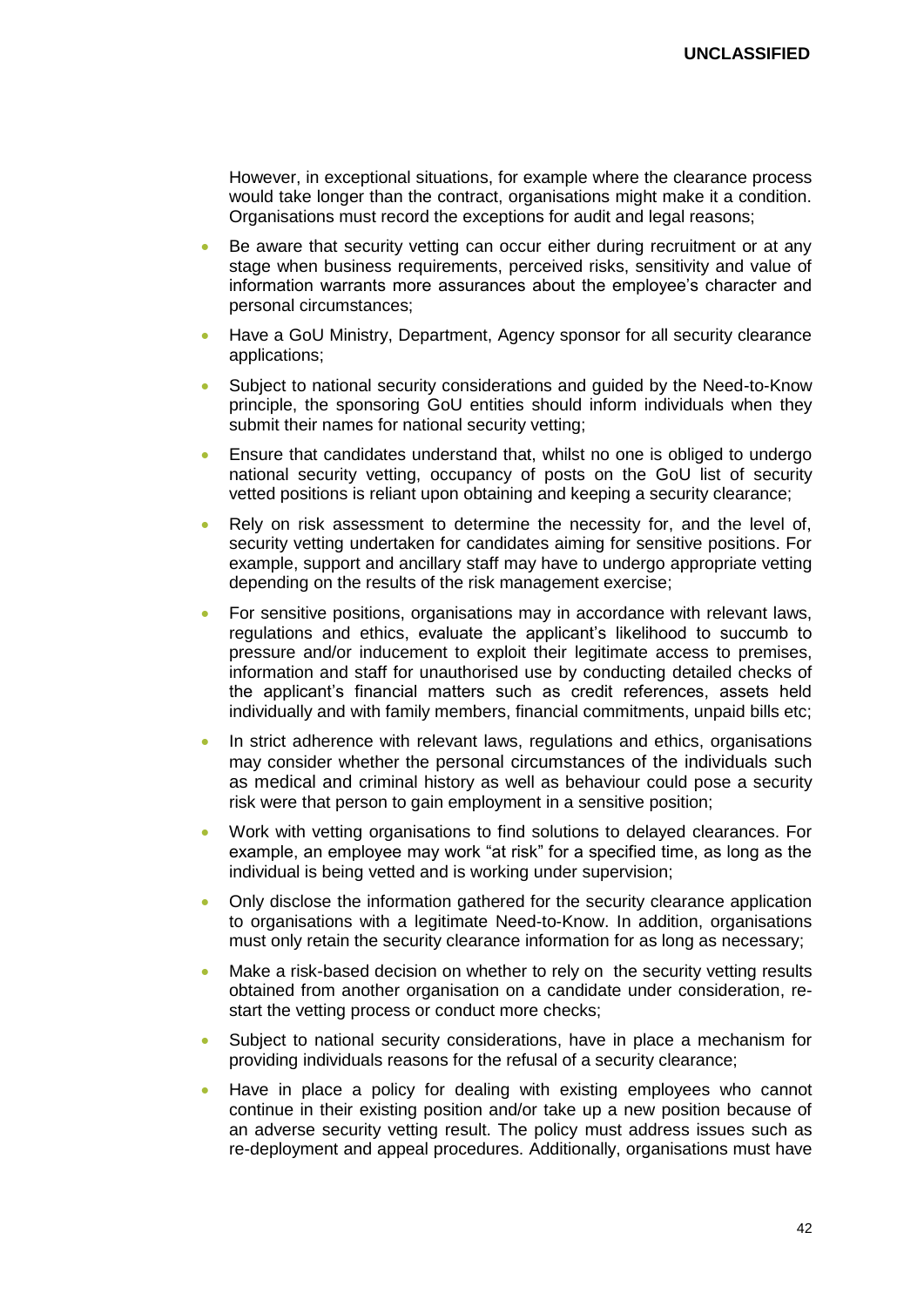However, in exceptional situations, for example where the clearance process would take longer than the contract, organisations might make it a condition. Organisations must record the exceptions for audit and legal reasons;

- Be aware that security vetting can occur either during recruitment or at any stage when business requirements, perceived risks, sensitivity and value of information warrants more assurances about the employee's character and personal circumstances;
- Have a GoU Ministry, Department, Agency sponsor for all security clearance applications;
- Subject to national security considerations and guided by the Need-to-Know principle, the sponsoring GoU entities should inform individuals when they submit their names for national security vetting;
- Ensure that candidates understand that, whilst no one is obliged to undergo national security vetting, occupancy of posts on the GoU list of security vetted positions is reliant upon obtaining and keeping a security clearance;
- Rely on risk assessment to determine the necessity for, and the level of, security vetting undertaken for candidates aiming for sensitive positions. For example, support and ancillary staff may have to undergo appropriate vetting depending on the results of the risk management exercise;
- For sensitive positions, organisations may in accordance with relevant laws, regulations and ethics, evaluate the applicant's likelihood to succumb to pressure and/or inducement to exploit their legitimate access to premises, information and staff for unauthorised use by conducting detailed checks of the applicant's financial matters such as credit references, assets held individually and with family members, financial commitments, unpaid bills etc;
- In strict adherence with relevant laws, regulations and ethics, organisations may consider whether the personal circumstances of the individuals such as medical and criminal history as well as behaviour could pose a security risk were that person to gain employment in a sensitive position;
- Work with vetting organisations to find solutions to delayed clearances. For example, an employee may work "at risk" for a specified time, as long as the individual is being vetted and is working under supervision;
- Only disclose the information gathered for the security clearance application to organisations with a legitimate Need-to-Know. In addition, organisations must only retain the security clearance information for as long as necessary;
- Make a risk-based decision on whether to rely on the security vetting results obtained from another organisation on a candidate under consideration, re-start the vetting process or conduct more checks;
- Subject to national security considerations, have in place a mechanism for providing individuals reasons for the refusal of a security clearance;
- Have in place a policy for dealing with existing employees who cannot continue in their existing position and/or take up a new position because of an adverse security vetting result. The policy must address issues such as re-deployment and appeal procedures. Additionally, organisations must have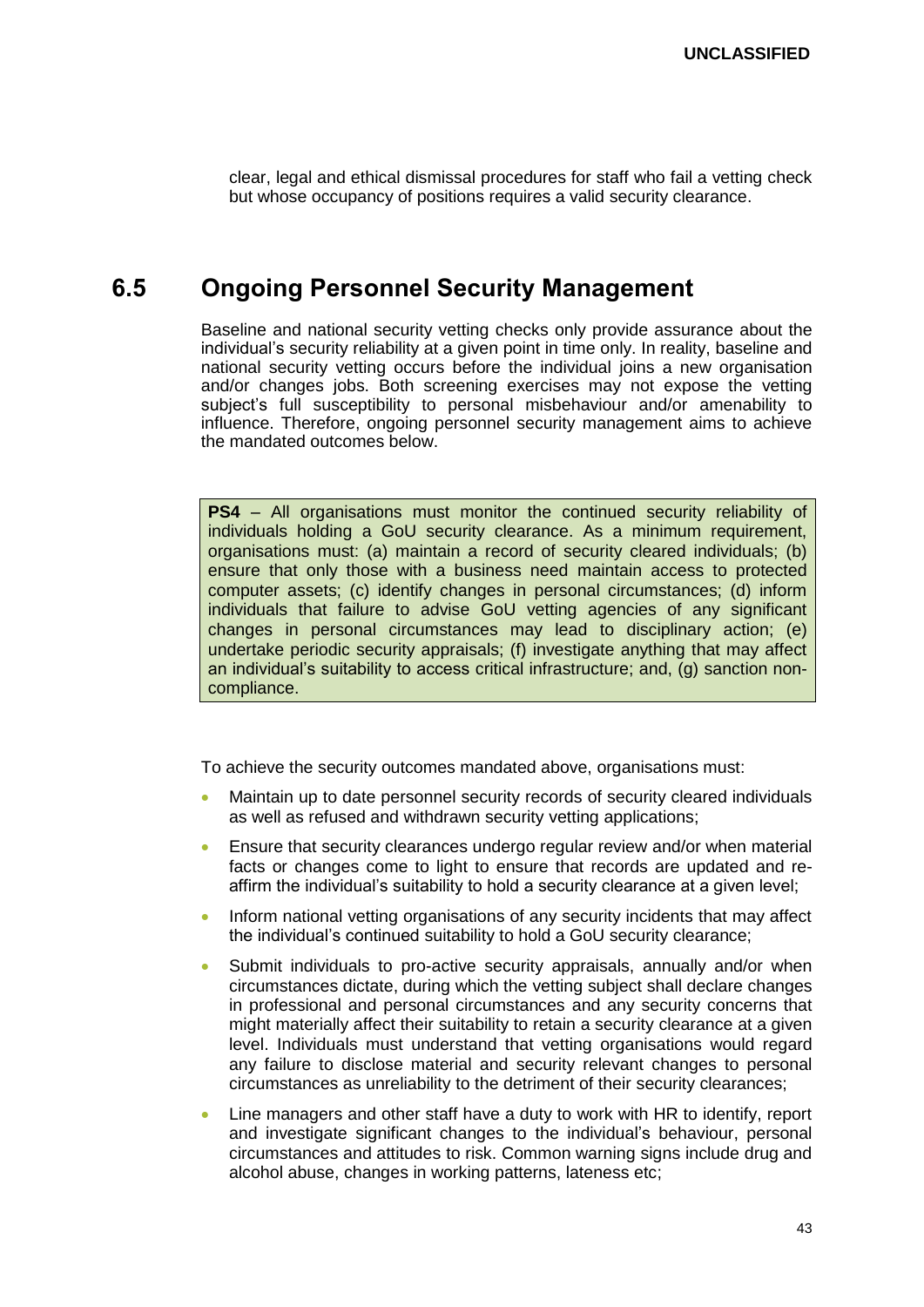clear, legal and ethical dismissal procedures for staff who fail a vetting check but whose occupancy of positions requires a valid security clearance.

## 6.5 Ongoing Personnel Security Management

Baseline and national security vetting checks only provide assurance about the individual's security reliability at a given point in time only. In reality, baseline and national security vetting occurs before the individual joins a new organisation and/or changes jobs. Both screening exercises may not expose the vetting subject's full susceptibility to personal misbehaviour and/or amenability to influence. Therefore, ongoing personnel security management aims to achieve the mandated outcomes below.

> **PS4** – All organisations must monitor the continued security reliability of individuals holding a GoU security clearance. As a minimum requirement, organisations must: (a) maintain a record of security cleared individuals; (b) ensure that only those with a business need maintain access to protected computer assets; (c) identify changes in personal circumstances; (d) inform individuals that failure to advise GoU vetting agencies of any significant changes in personal circumstances may lead to disciplinary action; (e) undertake periodic security appraisals; (f) investigate anything that may affect an individual's suitability to access critical infrastructure; and, (g) sanction non-compliance.

To achieve the security outcomes mandated above, organisations must:

- Maintain up to date personnel security records of security cleared individuals as well as refused and withdrawn security vetting applications;
- Ensure that security clearances undergo regular review and/or when material facts or changes come to light to ensure that records are updated and re-affirm the individual's suitability to hold a security clearance at a given level;
- Inform national vetting organisations of any security incidents that may affect the individual's continued suitability to hold a GoU security clearance;
- Submit individuals to pro-active security appraisals, annually and/or when circumstances dictate, during which the vetting subject shall declare changes in professional and personal circumstances and any security concerns that might materially affect their suitability to retain a security clearance at a given level. Individuals must understand that vetting organisations would regard any failure to disclose material and security relevant changes to personal circumstances as unreliability to the detriment of their security clearances;
- Line managers and other staff have a duty to work with HR to identify, report and investigate significant changes to the individual's behaviour, personal circumstances and attitudes to risk. Common warning signs include drug and alcohol abuse, changes in working patterns, lateness etc;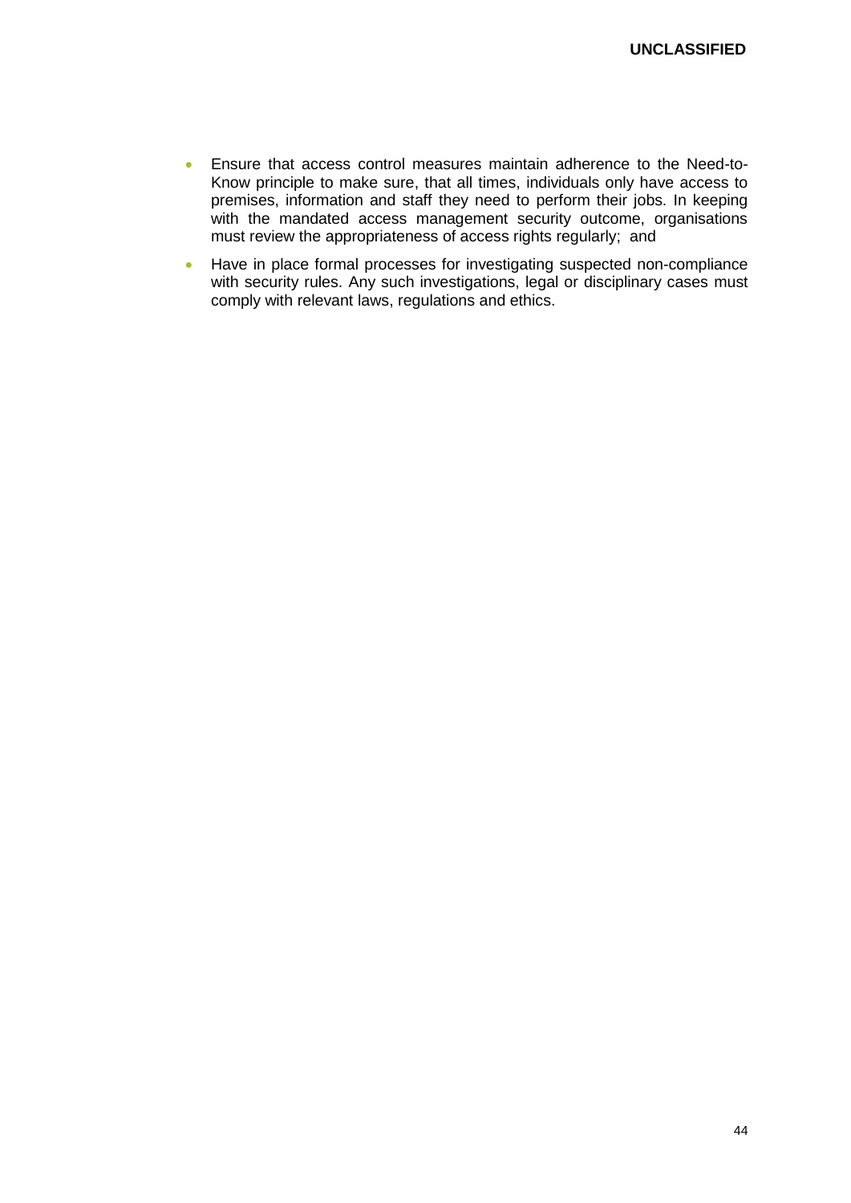- Ensure that access control measures maintain adherence to the Need-to-Know principle to make sure, that all times, individuals only have access to premises, information and staff they need to perform their jobs. In keeping with the mandated access management security outcome, organisations must review the appropriateness of access rights regularly; and
- Have in place formal processes for investigating suspected non-compliance with security rules. Any such investigations, legal or disciplinary cases must comply with relevant laws, regulations and ethics.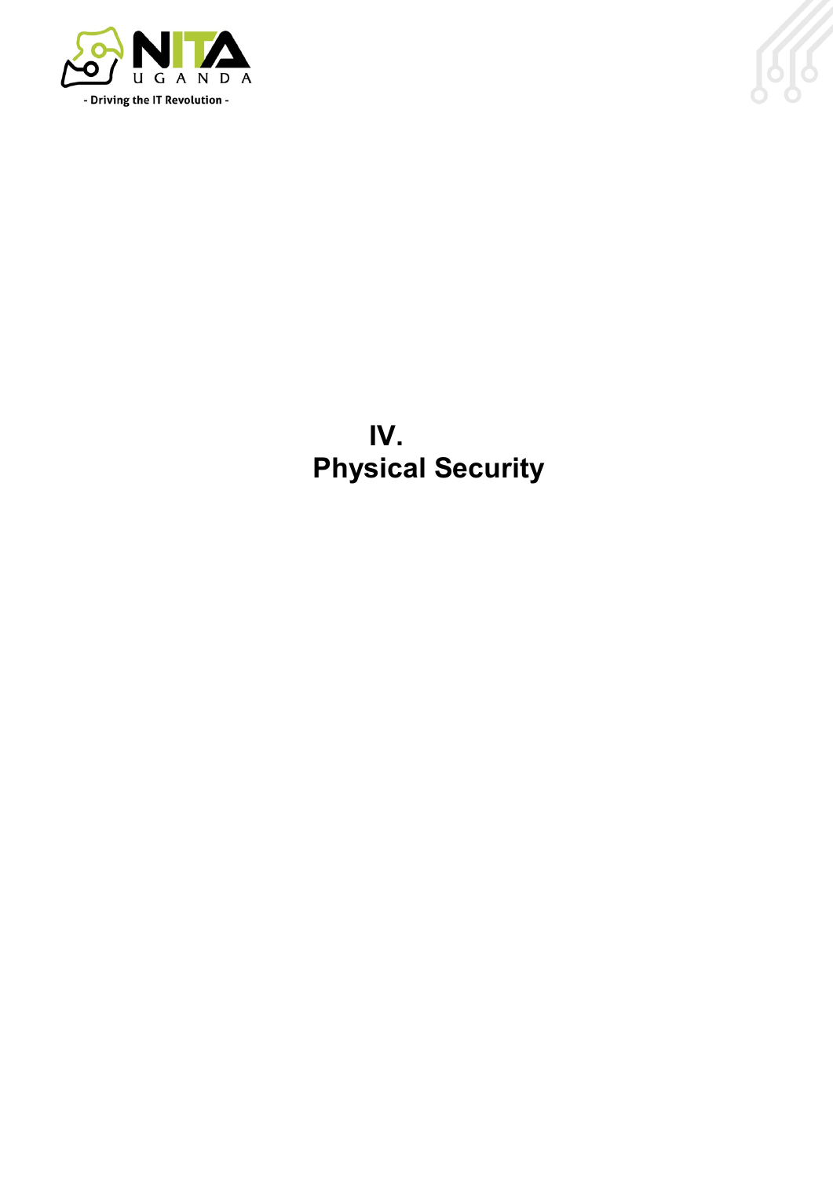# IV. Physical Security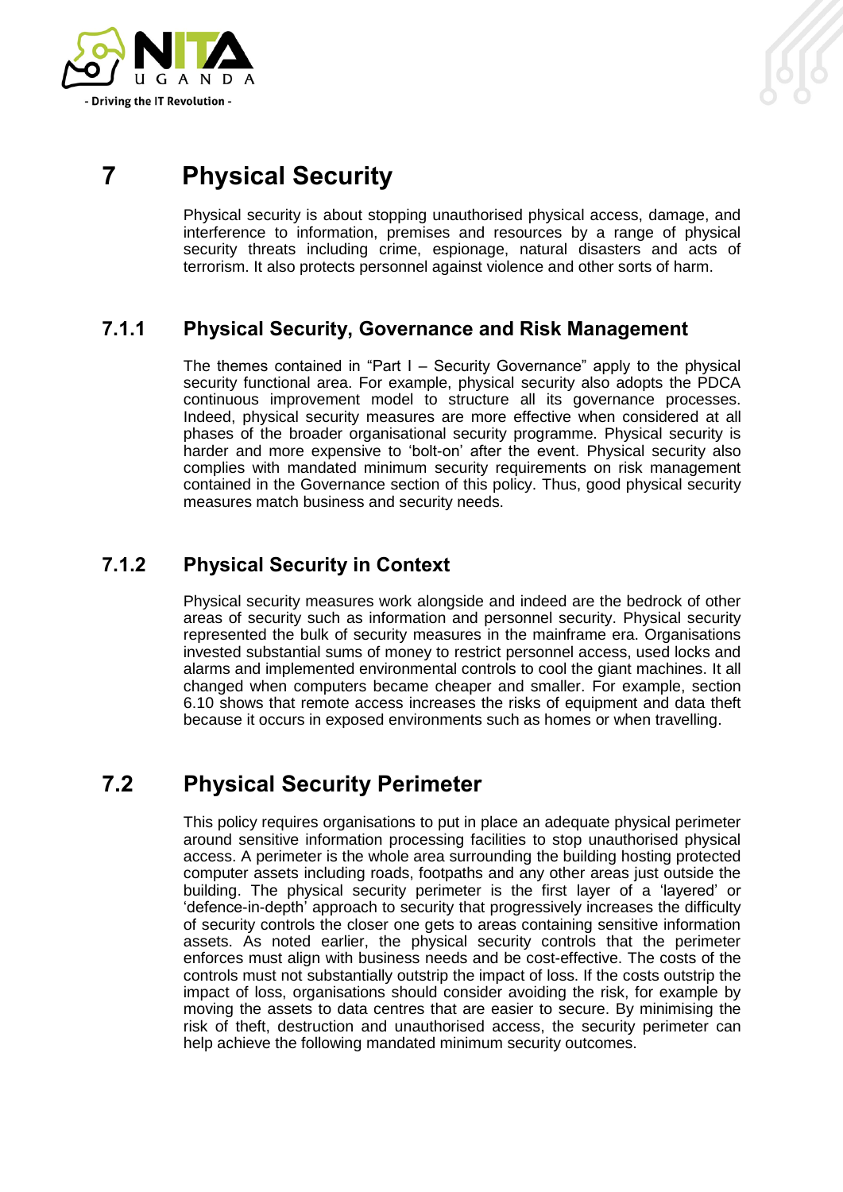# 7 Physical Security

Physical security is about stopping unauthorised physical access, damage, and interference to information, premises and resources by a range of physical security threats including crime, espionage, natural disasters and acts of terrorism. It also protects personnel against violence and other sorts of harm.

### 7.1.1 Physical Security, Governance and Risk Management

The themes contained in "Part I – Security Governance" apply to the physical security functional area. For example, physical security also adopts the PDCA continuous improvement model to structure all its governance processes. Indeed, physical security measures are more effective when considered at all phases of the broader organisational security programme. Physical security is harder and more expensive to 'bolt-on' after the event. Physical security also complies with mandated minimum security requirements on risk management contained in the Governance section of this policy. Thus, good physical security measures match business and security needs.

### 7.1.2 Physical Security in Context

Physical security measures work alongside and indeed are the bedrock of other areas of security such as information and personnel security. Physical security represented the bulk of security measures in the mainframe era. Organisations invested substantial sums of money to restrict personnel access, used locks and alarms and implemented environmental controls to cool the giant machines. It all changed when computers became cheaper and smaller. For example, section 6.10 shows that remote access increases the risks of equipment and data theft because it occurs in exposed environments such as homes or when travelling.

## 7.2 Physical Security Perimeter

This policy requires organisations to put in place an adequate physical perimeter around sensitive information processing facilities to stop unauthorised physical access. A perimeter is the whole area surrounding the building hosting protected computer assets including roads, footpaths and any other areas just outside the building. The physical security perimeter is the first layer of a 'layered' or 'defence-in-depth' approach to security that progressively increases the difficulty of security controls the closer one gets to areas containing sensitive information assets. As noted earlier, the physical security controls that the perimeter enforces must align with business needs and be cost-effective. The costs of the controls must not substantially outstrip the impact of loss. If the costs outstrip the impact of loss, organisations should consider avoiding the risk, for example by moving the assets to data centres that are easier to secure. By minimising the risk of theft, destruction and unauthorised access, the security perimeter can help achieve the following mandated minimum security outcomes.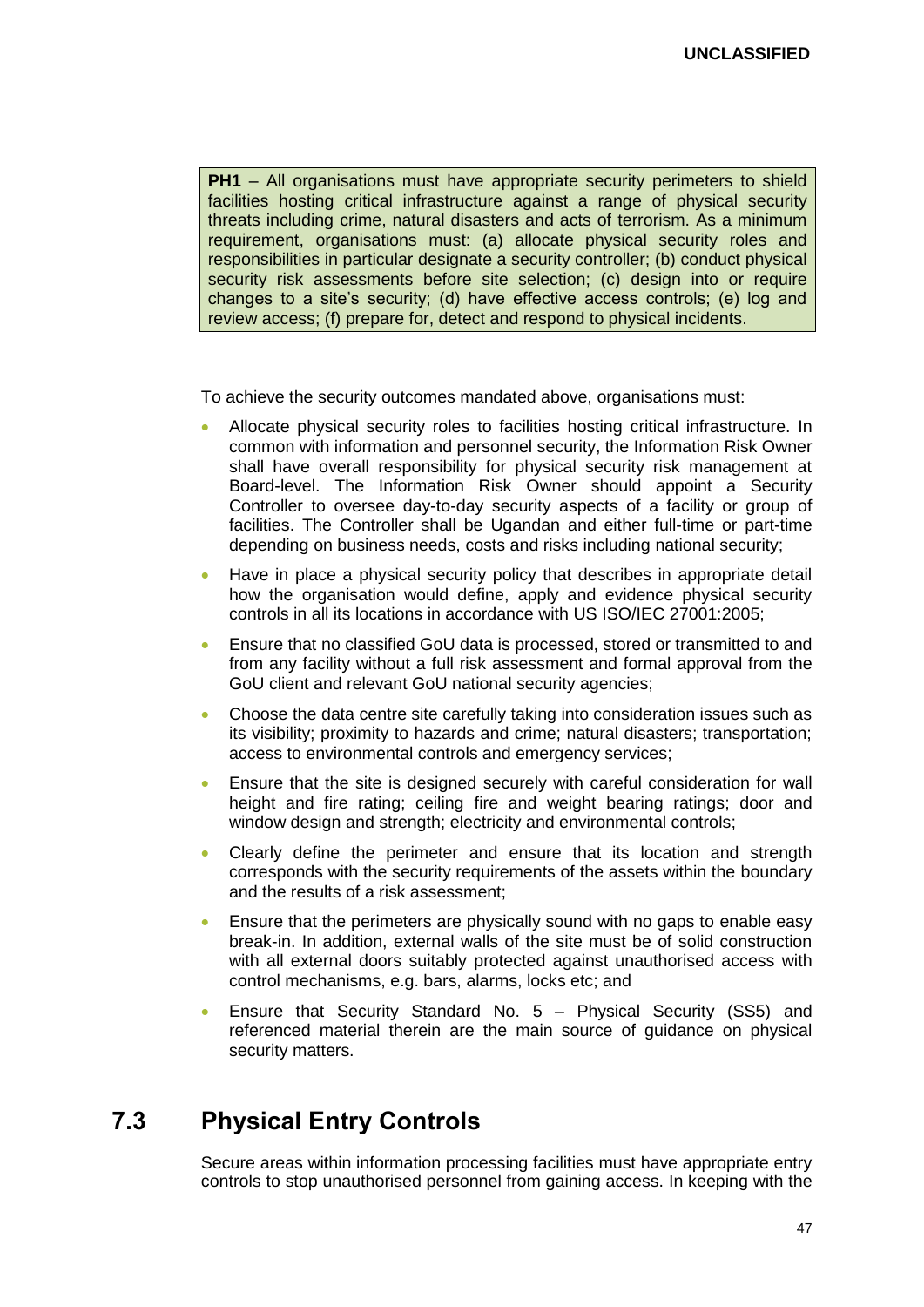**PH1** – All organisations must have appropriate security perimeters to shield facilities hosting critical infrastructure against a range of physical security threats including crime, natural disasters and acts of terrorism. As a minimum requirement, organisations must: (a) allocate physical security roles and responsibilities in particular designate a security controller; (b) conduct physical security risk assessments before site selection; (c) design into or require changes to a site's security; (d) have effective access controls; (e) log and review access; (f) prepare for, detect and respond to physical incidents.

To achieve the security outcomes mandated above, organisations must:

- Allocate physical security roles to facilities hosting critical infrastructure. In common with information and personnel security, the Information Risk Owner shall have overall responsibility for physical security risk management at Board-level. The Information Risk Owner should appoint a Security Controller to oversee day-to-day security aspects of a facility or group of facilities. The Controller shall be Ugandan and either full-time or part-time depending on business needs, costs and risks including national security;
- Have in place a physical security policy that describes in appropriate detail how the organisation would define, apply and evidence physical security controls in all its locations in accordance with US ISO/IEC 27001:2005;
- Ensure that no classified GoU data is processed, stored or transmitted to and from any facility without a full risk assessment and formal approval from the GoU client and relevant GoU national security agencies;
- Choose the data centre site carefully taking into consideration issues such as its visibility; proximity to hazards and crime; natural disasters; transportation; access to environmental controls and emergency services;
- Ensure that the site is designed securely with careful consideration for wall height and fire rating; ceiling fire and weight bearing ratings; door and window design and strength; electricity and environmental controls;
- Clearly define the perimeter and ensure that its location and strength corresponds with the security requirements of the assets within the boundary and the results of a risk assessment;
- Ensure that the perimeters are physically sound with no gaps to enable easy break-in. In addition, external walls of the site must be of solid construction with all external doors suitably protected against unauthorised access with control mechanisms, e.g. bars, alarms, locks etc; and
- Ensure that Security Standard No. 5 – Physical Security (SS5) and referenced material therein are the main source of guidance on physical security matters.

## 7.3 Physical Entry Controls

Secure areas within information processing facilities must have appropriate entry controls to stop unauthorised personnel from gaining access. In keeping with the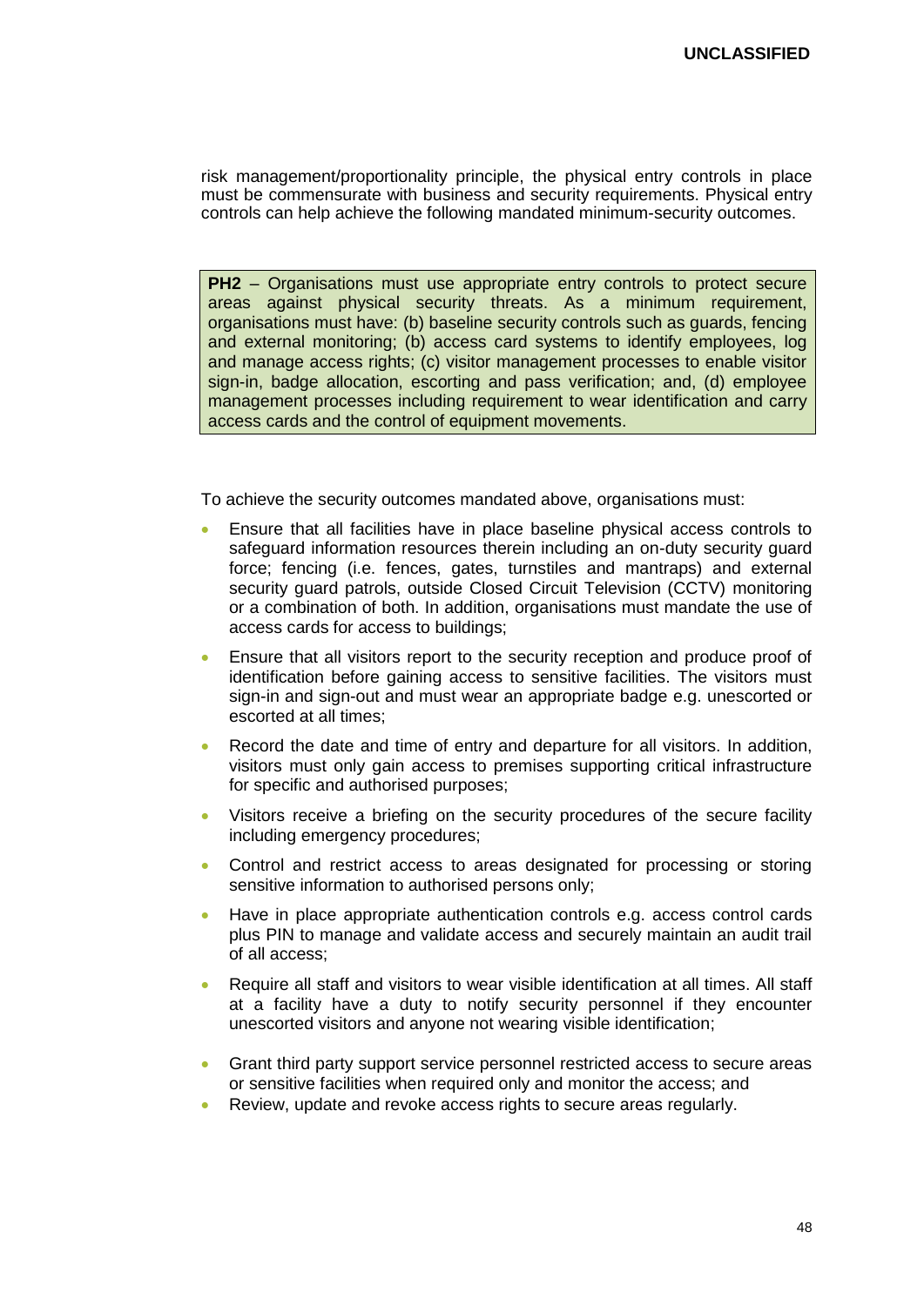risk management/proportionality principle, the physical entry controls in place must be commensurate with business and security requirements. Physical entry controls can help achieve the following mandated minimum-security outcomes.

> **PH2** – Organisations must use appropriate entry controls to protect secure areas against physical security threats. As a minimum requirement, organisations must have: (b) baseline security controls such as guards, fencing and external monitoring; (b) access card systems to identify employees, log and manage access rights; (c) visitor management processes to enable visitor sign-in, badge allocation, escorting and pass verification; and, (d) employee management processes including requirement to wear identification and carry access cards and the control of equipment movements.

To achieve the security outcomes mandated above, organisations must:

- Ensure that all facilities have in place baseline physical access controls to safeguard information resources therein including an on-duty security guard force; fencing (i.e. fences, gates, turnstiles and mantraps) and external security guard patrols, outside Closed Circuit Television (CCTV) monitoring or a combination of both. In addition, organisations must mandate the use of access cards for access to buildings;
- Ensure that all visitors report to the security reception and produce proof of identification before gaining access to sensitive facilities. The visitors must sign-in and sign-out and must wear an appropriate badge e.g. unescorted or escorted at all times;
- Record the date and time of entry and departure for all visitors. In addition, visitors must only gain access to premises supporting critical infrastructure for specific and authorised purposes;
- Visitors receive a briefing on the security procedures of the secure facility including emergency procedures;
- Control and restrict access to areas designated for processing or storing sensitive information to authorised persons only;
- Have in place appropriate authentication controls e.g. access control cards plus PIN to manage and validate access and securely maintain an audit trail of all access;
- Require all staff and visitors to wear visible identification at all times. All staff at a facility have a duty to notify security personnel if they encounter unescorted visitors and anyone not wearing visible identification;
- Grant third party support service personnel restricted access to secure areas or sensitive facilities when required only and monitor the access; and
- Review, update and revoke access rights to secure areas regularly.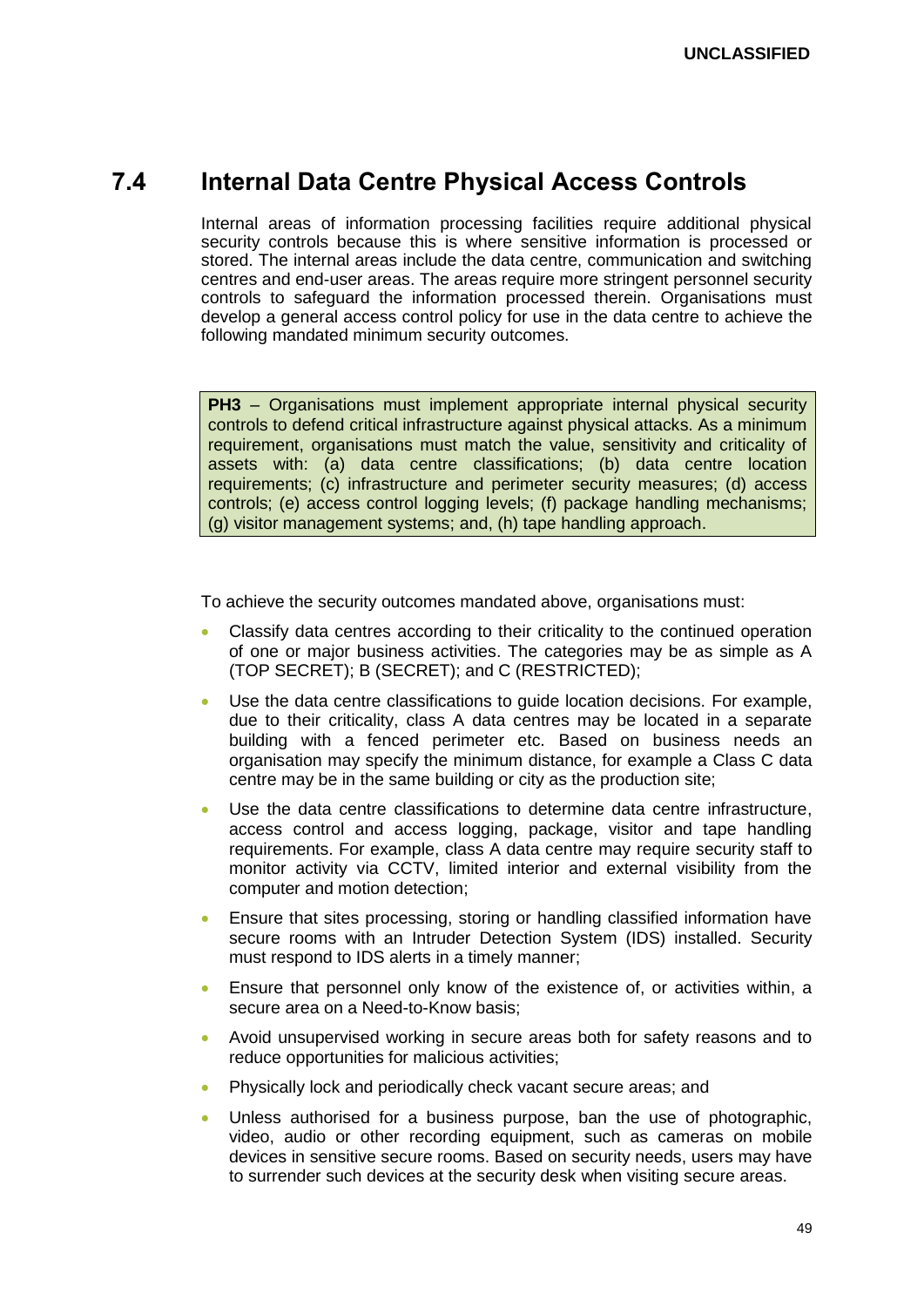## 7.4 Internal Data Centre Physical Access Controls

Internal areas of information processing facilities require additional physical security controls because this is where sensitive information is processed or stored. The internal areas include the data centre, communication and switching centres and end-user areas. The areas require more stringent personnel security controls to safeguard the information processed therein. Organisations must develop a general access control policy for use in the data centre to achieve the following mandated minimum security outcomes.

> **PH3** – Organisations must implement appropriate internal physical security controls to defend critical infrastructure against physical attacks. As a minimum requirement, organisations must match the value, sensitivity and criticality of assets with: (a) data centre classifications; (b) data centre location requirements; (c) infrastructure and perimeter security measures; (d) access controls; (e) access control logging levels; (f) package handling mechanisms; (g) visitor management systems; and, (h) tape handling approach.

To achieve the security outcomes mandated above, organisations must:

- Classify data centres according to their criticality to the continued operation of one or major business activities. The categories may be as simple as A (TOP SECRET); B (SECRET); and C (RESTRICTED);
- Use the data centre classifications to guide location decisions. For example, due to their criticality, class A data centres may be located in a separate building with a fenced perimeter etc. Based on business needs an organisation may specify the minimum distance, for example a Class C data centre may be in the same building or city as the production site;
- Use the data centre classifications to determine data centre infrastructure, access control and access logging, package, visitor and tape handling requirements. For example, class A data centre may require security staff to monitor activity via CCTV, limited interior and external visibility from the computer and motion detection;
- Ensure that sites processing, storing or handling classified information have secure rooms with an Intruder Detection System (IDS) installed. Security must respond to IDS alerts in a timely manner;
- Ensure that personnel only know of the existence of, or activities within, a secure area on a Need-to-Know basis;
- Avoid unsupervised working in secure areas both for safety reasons and to reduce opportunities for malicious activities;
- Physically lock and periodically check vacant secure areas; and
- Unless authorised for a business purpose, ban the use of photographic, video, audio or other recording equipment, such as cameras on mobile devices in sensitive secure rooms. Based on security needs, users may have to surrender such devices at the security desk when visiting secure areas.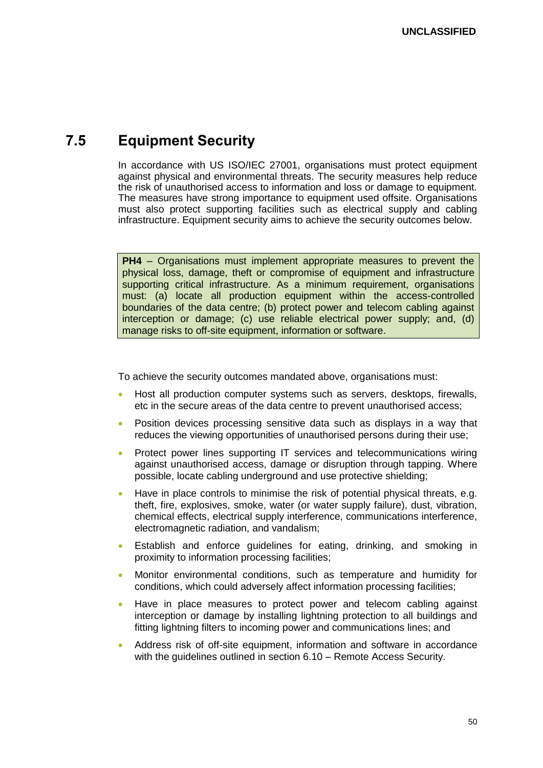## 7.5 Equipment Security

In accordance with US ISO/IEC 27001, organisations must protect equipment against physical and environmental threats. The security measures help reduce the risk of unauthorised access to information and loss or damage to equipment. The measures have strong importance to equipment used offsite. Organisations must also protect supporting facilities such as electrical supply and cabling infrastructure. Equipment security aims to achieve the security outcomes below.

> **PH4** – Organisations must implement appropriate measures to prevent the physical loss, damage, theft or compromise of equipment and infrastructure supporting critical infrastructure. As a minimum requirement, organisations must: (a) locate all production equipment within the access-controlled boundaries of the data centre; (b) protect power and telecom cabling against interception or damage; (c) use reliable electrical power supply; and, (d) manage risks to off-site equipment, information or software.

To achieve the security outcomes mandated above, organisations must:

- Host all production computer systems such as servers, desktops, firewalls, etc in the secure areas of the data centre to prevent unauthorised access;
- Position devices processing sensitive data such as displays in a way that reduces the viewing opportunities of unauthorised persons during their use;
- Protect power lines supporting IT services and telecommunications wiring against unauthorised access, damage or disruption through tapping. Where possible, locate cabling underground and use protective shielding;
- Have in place controls to minimise the risk of potential physical threats, e.g. theft, fire, explosives, smoke, water (or water supply failure), dust, vibration, chemical effects, electrical supply interference, communications interference, electromagnetic radiation, and vandalism;
- Establish and enforce guidelines for eating, drinking, and smoking in proximity to information processing facilities;
- Monitor environmental conditions, such as temperature and humidity for conditions, which could adversely affect information processing facilities;
- Have in place measures to protect power and telecom cabling against interception or damage by installing lightning protection to all buildings and fitting lightning filters to incoming power and communications lines; and
- Address risk of off-site equipment, information and software in accordance with the guidelines outlined in section 6.10 – Remote Access Security.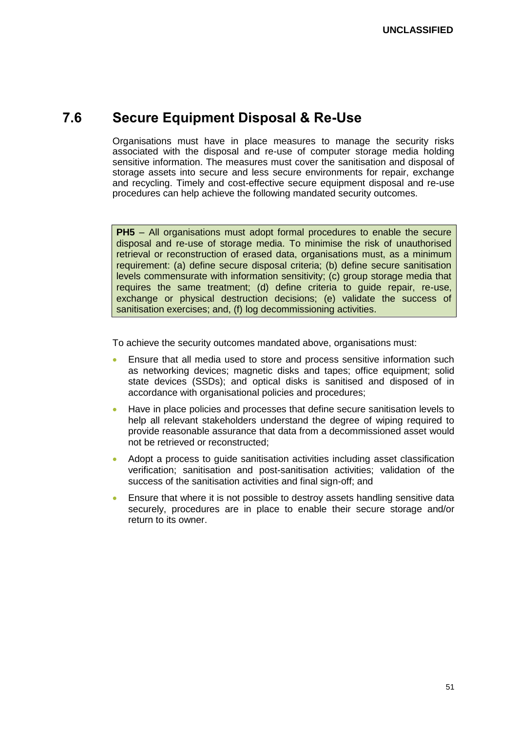## 7.6 Secure Equipment Disposal & Re-Use

Organisations must have in place measures to manage the security risks associated with the disposal and re-use of computer storage media holding sensitive information. The measures must cover the sanitisation and disposal of storage assets into secure and less secure environments for repair, exchange and recycling. Timely and cost-effective secure equipment disposal and re-use procedures can help achieve the following mandated security outcomes.

> **PH5** – All organisations must adopt formal procedures to enable the secure disposal and re-use of storage media. To minimise the risk of unauthorised retrieval or reconstruction of erased data, organisations must, as a minimum requirement: (a) define secure disposal criteria; (b) define secure sanitisation levels commensurate with information sensitivity; (c) group storage media that requires the same treatment; (d) define criteria to guide repair, re-use, exchange or physical destruction decisions; (e) validate the success of sanitisation exercises; and, (f) log decommissioning activities.

To achieve the security outcomes mandated above, organisations must:

- Ensure that all media used to store and process sensitive information such as networking devices; magnetic disks and tapes; office equipment; solid state devices (SSDs); and optical disks is sanitised and disposed of in accordance with organisational policies and procedures;
- Have in place policies and processes that define secure sanitisation levels to help all relevant stakeholders understand the degree of wiping required to provide reasonable assurance that data from a decommissioned asset would not be retrieved or reconstructed;
- Adopt a process to guide sanitisation activities including asset classification verification; sanitisation and post-sanitisation activities; validation of the success of the sanitisation activities and final sign-off; and
- Ensure that where it is not possible to destroy assets handling sensitive data securely, procedures are in place to enable their secure storage and/or return to its owner.